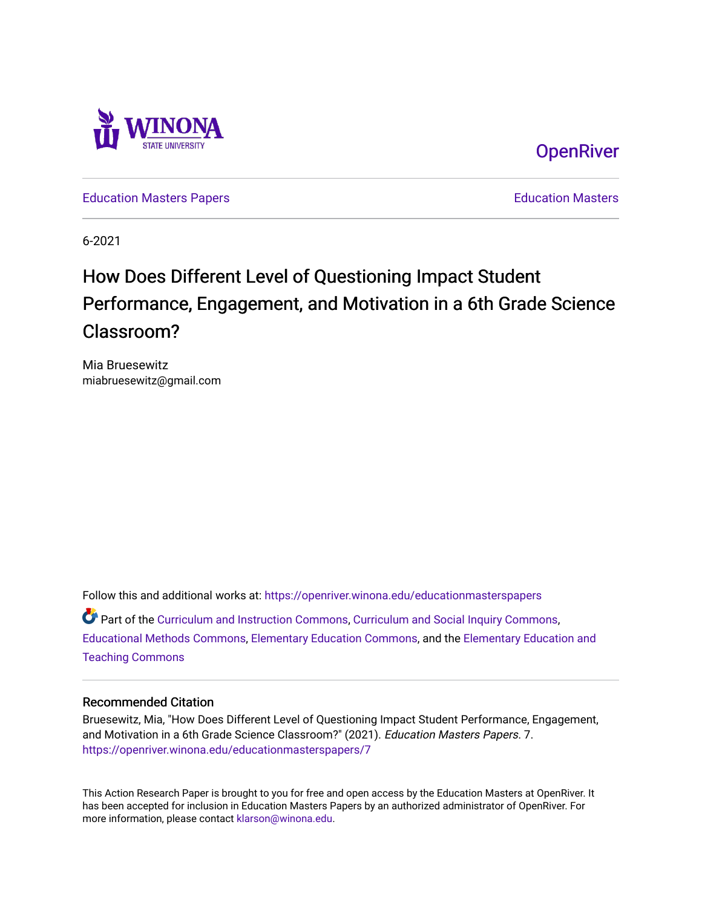Winona State University

OpenRiver

Education Masters Papers | Education Masters

6-2021

# How Does Different Level of Questioning Impact Student Performance, Engagement, and Motivation in a 6th Grade Science Classroom?

Mia Bruesewitz
miabruesewitz@gmail.com

Follow this and additional works at: https://openriver.winona.edu/educationmasterspapers

Part of the Curriculum and Instruction Commons, Curriculum and Social Inquiry Commons, Educational Methods Commons, Elementary Education Commons, and the Elementary Education and Teaching Commons

## Recommended Citation

Bruesewitz, Mia, "How Does Different Level of Questioning Impact Student Performance, Engagement, and Motivation in a 6th Grade Science Classroom?" (2021). *Education Masters Papers*. 7.
https://openriver.winona.edu/educationmasterspapers/7

This Action Research Paper is brought to you for free and open access by the Education Masters at OpenRiver. It has been accepted for inclusion in Education Masters Papers by an authorized administrator of OpenRiver. For more information, please contact klarson@winona.edu.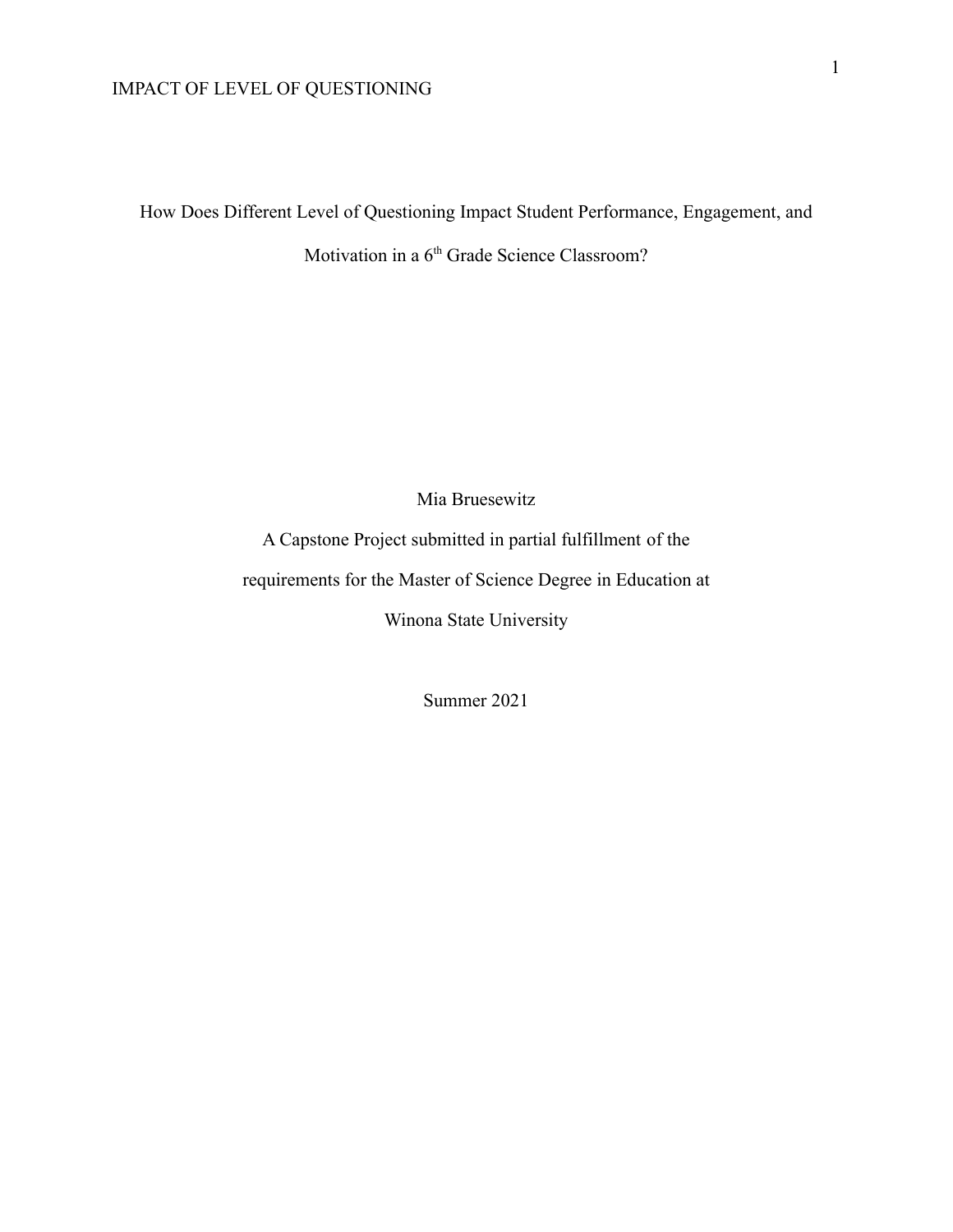# How Does Different Level of Questioning Impact Student Performance, Engagement, and Motivation in a 6th Grade Science Classroom?

Mia Bruesewitz

A Capstone Project submitted in partial fulfillment of the requirements for the Master of Science Degree in Education at Winona State University

Summer 2021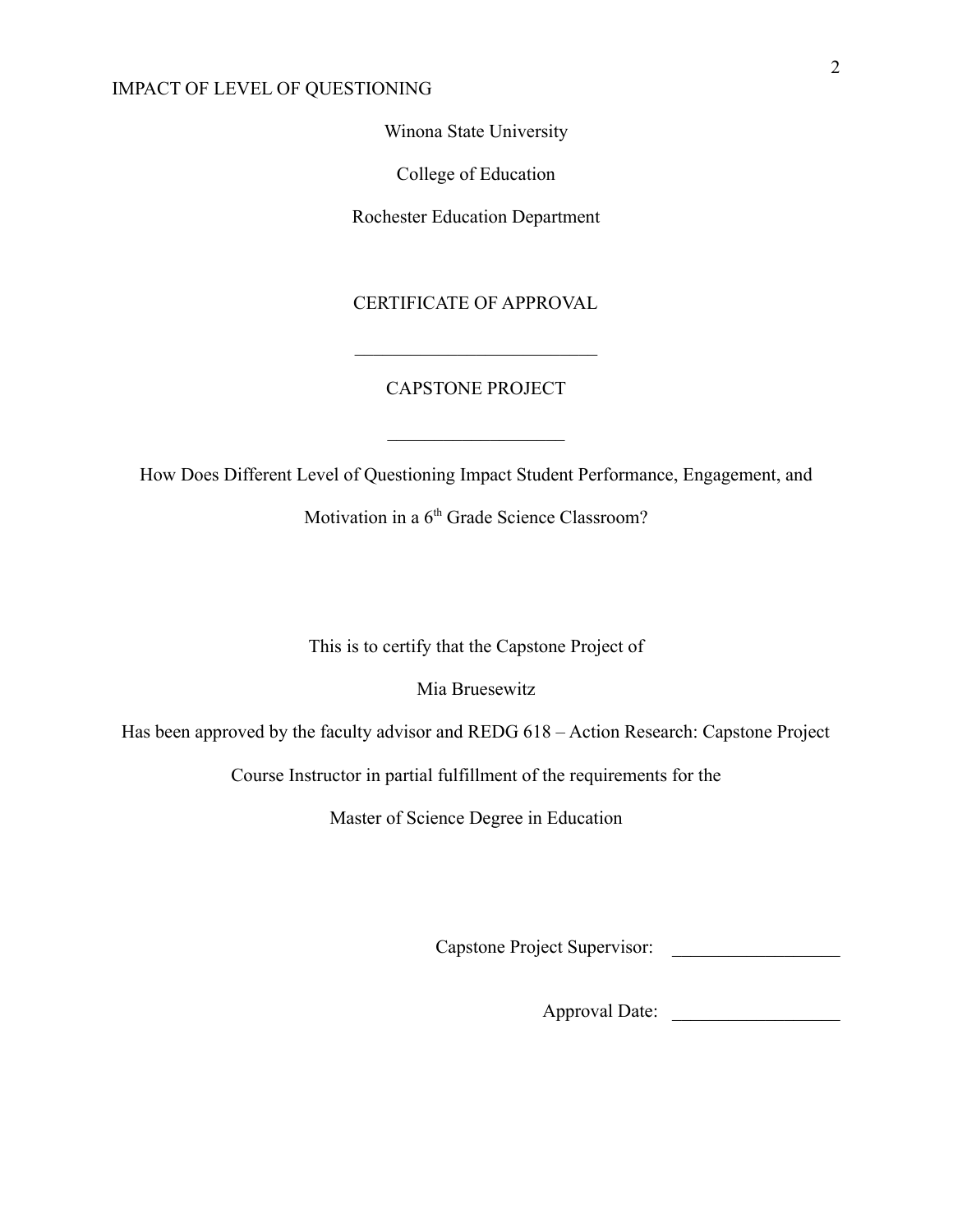Winona State University

College of Education

Rochester Education Department

CERTIFICATE OF APPROVAL

___________________________

CAPSTONE PROJECT

___________________

How Does Different Level of Questioning Impact Student Performance, Engagement, and Motivation in a 6th Grade Science Classroom?

This is to certify that the Capstone Project of

Mia Bruesewitz

Has been approved by the faculty advisor and REDG 618 – Action Research: Capstone Project Course Instructor in partial fulfillment of the requirements for the

Master of Science Degree in Education

Capstone Project Supervisor: __________________

Approval Date: __________________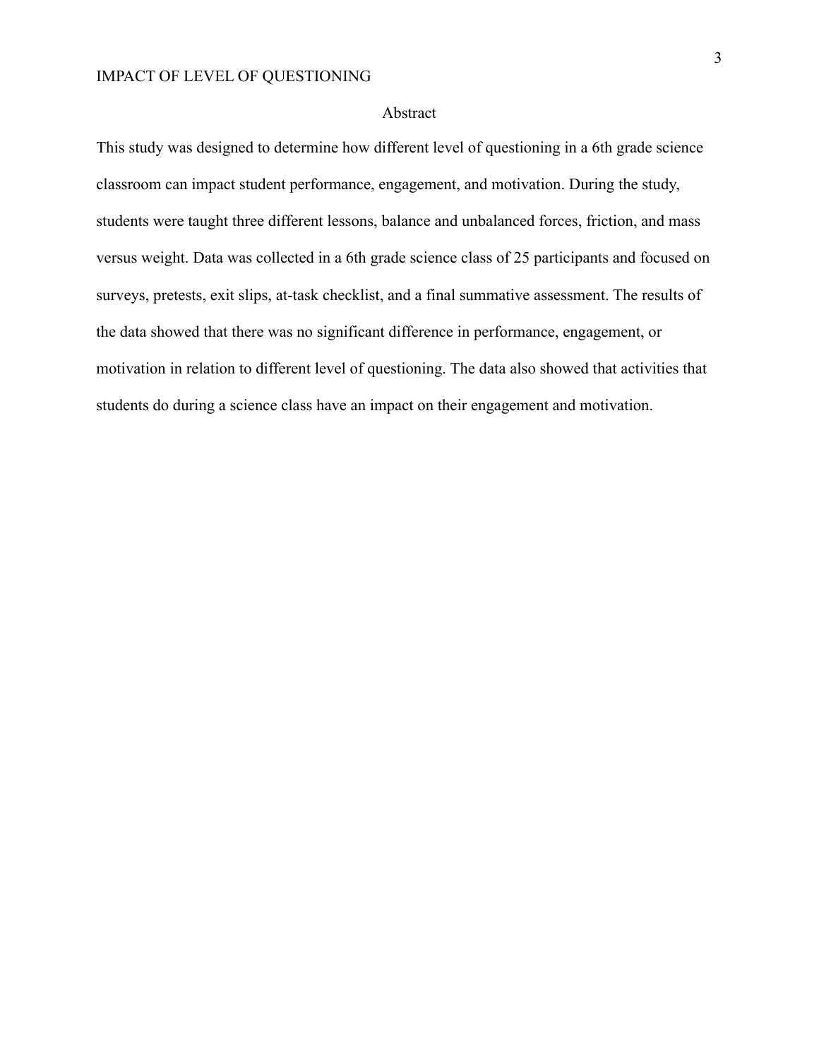## Abstract

This study was designed to determine how different level of questioning in a 6th grade science classroom can impact student performance, engagement, and motivation. During the study, students were taught three different lessons, balance and unbalanced forces, friction, and mass versus weight. Data was collected in a 6th grade science class of 25 participants and focused on surveys, pretests, exit slips, at-task checklist, and a final summative assessment. The results of the data showed that there was no significant difference in performance, engagement, or motivation in relation to different level of questioning. The data also showed that activities that students do during a science class have an impact on their engagement and motivation.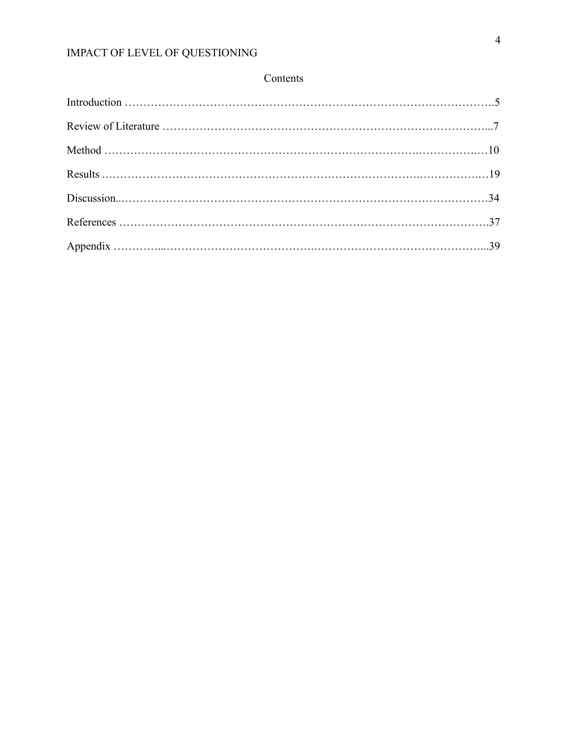## Contents

Introduction ……………………………………………………………………………………….5

Review of Literature ……………………………………………………………………………...7

Method …………………………………………………………………….……………….…10

Results .……………………………………………………………………..……………..…19

Discussion..……………………………………………………………………………………34

References ……………………………………………………………………………………….37

Appendix …………...…………………………………….……………………………………...39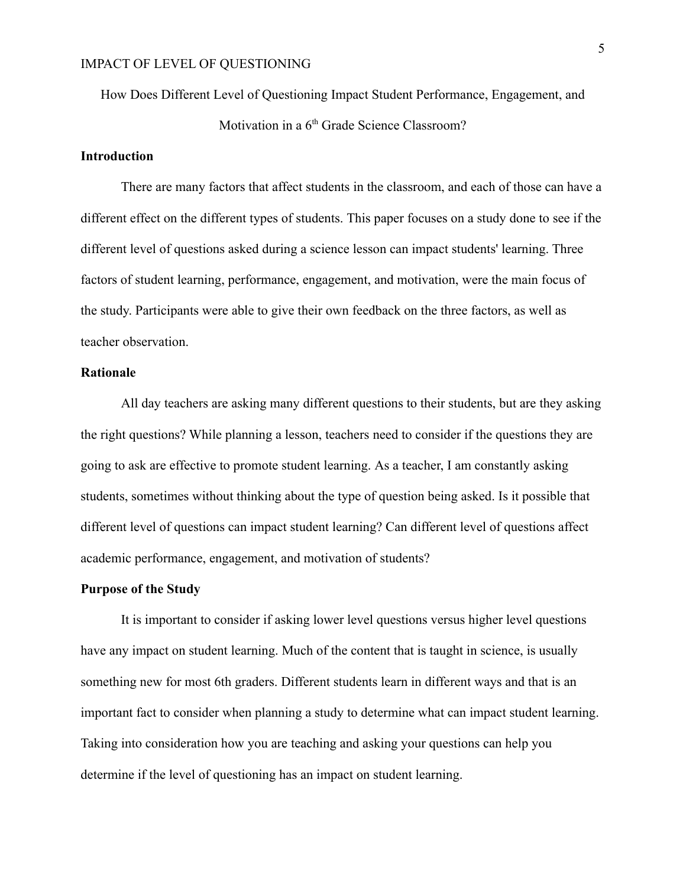# How Does Different Level of Questioning Impact Student Performance, Engagement, and Motivation in a 6th Grade Science Classroom?

## Introduction

There are many factors that affect students in the classroom, and each of those can have a different effect on the different types of students. This paper focuses on a study done to see if the different level of questions asked during a science lesson can impact students' learning. Three factors of student learning, performance, engagement, and motivation, were the main focus of the study. Participants were able to give their own feedback on the three factors, as well as teacher observation.

## Rationale

All day teachers are asking many different questions to their students, but are they asking the right questions? While planning a lesson, teachers need to consider if the questions they are going to ask are effective to promote student learning. As a teacher, I am constantly asking students, sometimes without thinking about the type of question being asked. Is it possible that different level of questions can impact student learning? Can different level of questions affect academic performance, engagement, and motivation of students?

## Purpose of the Study

It is important to consider if asking lower level questions versus higher level questions have any impact on student learning. Much of the content that is taught in science, is usually something new for most 6th graders. Different students learn in different ways and that is an important fact to consider when planning a study to determine what can impact student learning. Taking into consideration how you are teaching and asking your questions can help you determine if the level of questioning has an impact on student learning.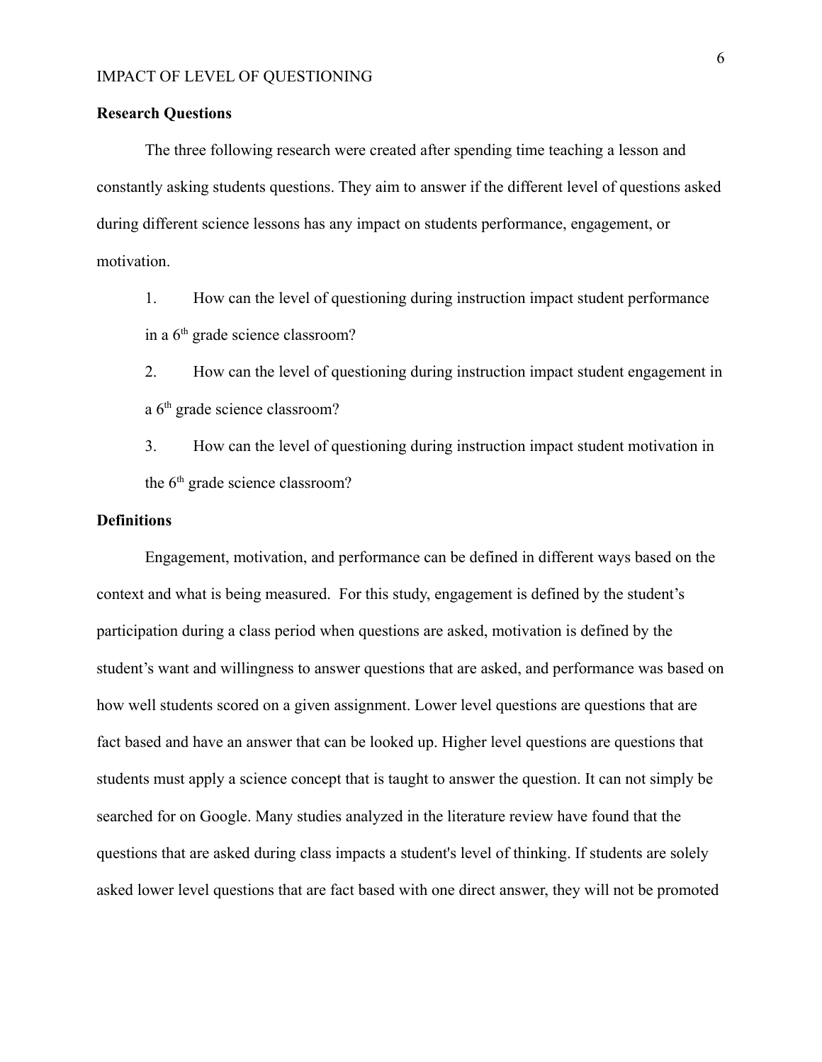## Research Questions

The three following research were created after spending time teaching a lesson and constantly asking students questions. They aim to answer if the different level of questions asked during different science lessons has any impact on students performance, engagement, or motivation.

1. How can the level of questioning during instruction impact student performance in a 6th grade science classroom?
2. How can the level of questioning during instruction impact student engagement in a 6th grade science classroom?
3. How can the level of questioning during instruction impact student motivation in the 6th grade science classroom?

## Definitions

Engagement, motivation, and performance can be defined in different ways based on the context and what is being measured. For this study, engagement is defined by the student's participation during a class period when questions are asked, motivation is defined by the student's want and willingness to answer questions that are asked, and performance was based on how well students scored on a given assignment. Lower level questions are questions that are fact based and have an answer that can be looked up. Higher level questions are questions that students must apply a science concept that is taught to answer the question. It can not simply be searched for on Google. Many studies analyzed in the literature review have found that the questions that are asked during class impacts a student's level of thinking. If students are solely asked lower level questions that are fact based with one direct answer, they will not be promoted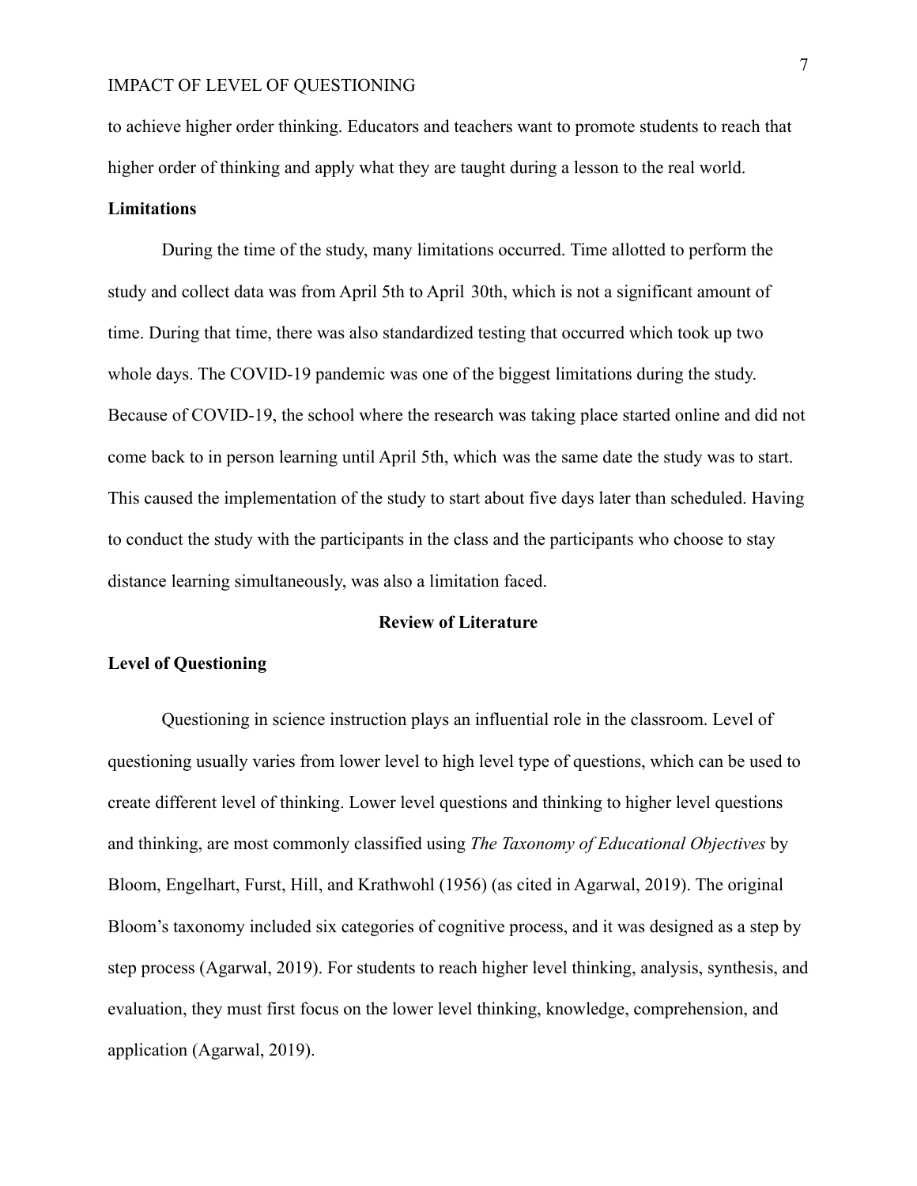to achieve higher order thinking. Educators and teachers want to promote students to reach that higher order of thinking and apply what they are taught during a lesson to the real world.

### Limitations

During the time of the study, many limitations occurred. Time allotted to perform the study and collect data was from April 5th to April 30th, which is not a significant amount of time. During that time, there was also standardized testing that occurred which took up two whole days. The COVID-19 pandemic was one of the biggest limitations during the study. Because of COVID-19, the school where the research was taking place started online and did not come back to in person learning until April 5th, which was the same date the study was to start. This caused the implementation of the study to start about five days later than scheduled. Having to conduct the study with the participants in the class and the participants who choose to stay distance learning simultaneously, was also a limitation faced.

## Review of Literature

### Level of Questioning

Questioning in science instruction plays an influential role in the classroom. Level of questioning usually varies from lower level to high level type of questions, which can be used to create different level of thinking. Lower level questions and thinking to higher level questions and thinking, are most commonly classified using *The Taxonomy of Educational Objectives* by Bloom, Engelhart, Furst, Hill, and Krathwohl (1956) (as cited in Agarwal, 2019). The original Bloom's taxonomy included six categories of cognitive process, and it was designed as a step by step process (Agarwal, 2019). For students to reach higher level thinking, analysis, synthesis, and evaluation, they must first focus on the lower level thinking, knowledge, comprehension, and application (Agarwal, 2019).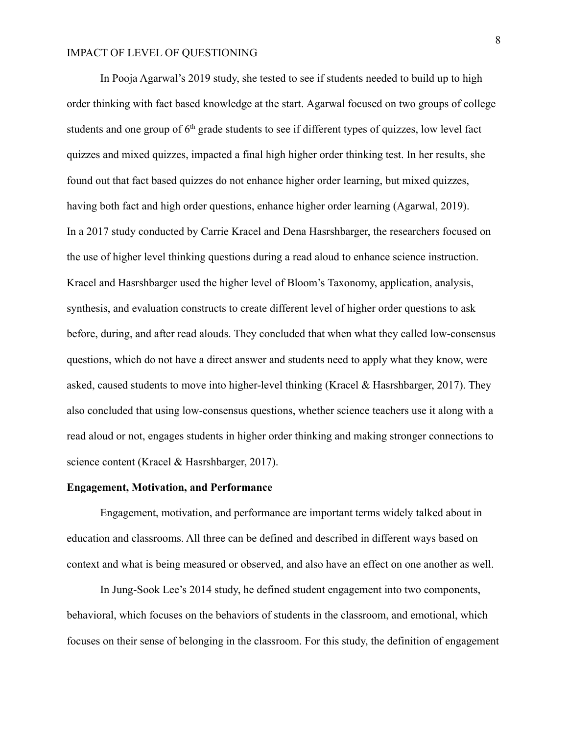In Pooja Agarwal's 2019 study, she tested to see if students needed to build up to high order thinking with fact based knowledge at the start. Agarwal focused on two groups of college students and one group of $6^{th}$ grade students to see if different types of quizzes, low level fact quizzes and mixed quizzes, impacted a final high higher order thinking test. In her results, she found out that fact based quizzes do not enhance higher order learning, but mixed quizzes, having both fact and high order questions, enhance higher order learning (Agarwal, 2019). In a 2017 study conducted by Carrie Kracel and Dena Hasrshbarger, the researchers focused on the use of higher level thinking questions during a read aloud to enhance science instruction. Kracel and Hasrshbarger used the higher level of Bloom's Taxonomy, application, analysis, synthesis, and evaluation constructs to create different level of higher order questions to ask before, during, and after read alouds. They concluded that when what they called low-consensus questions, which do not have a direct answer and students need to apply what they know, were asked, caused students to move into higher-level thinking (Kracel & Hasrshbarger, 2017). They also concluded that using low-consensus questions, whether science teachers use it along with a read aloud or not, engages students in higher order thinking and making stronger connections to science content (Kracel & Hasrshbarger, 2017).

**Engagement, Motivation, and Performance**

Engagement, motivation, and performance are important terms widely talked about in education and classrooms. All three can be defined and described in different ways based on context and what is being measured or observed, and also have an effect on one another as well.

In Jung-Sook Lee's 2014 study, he defined student engagement into two components, behavioral, which focuses on the behaviors of students in the classroom, and emotional, which focuses on their sense of belonging in the classroom. For this study, the definition of engagement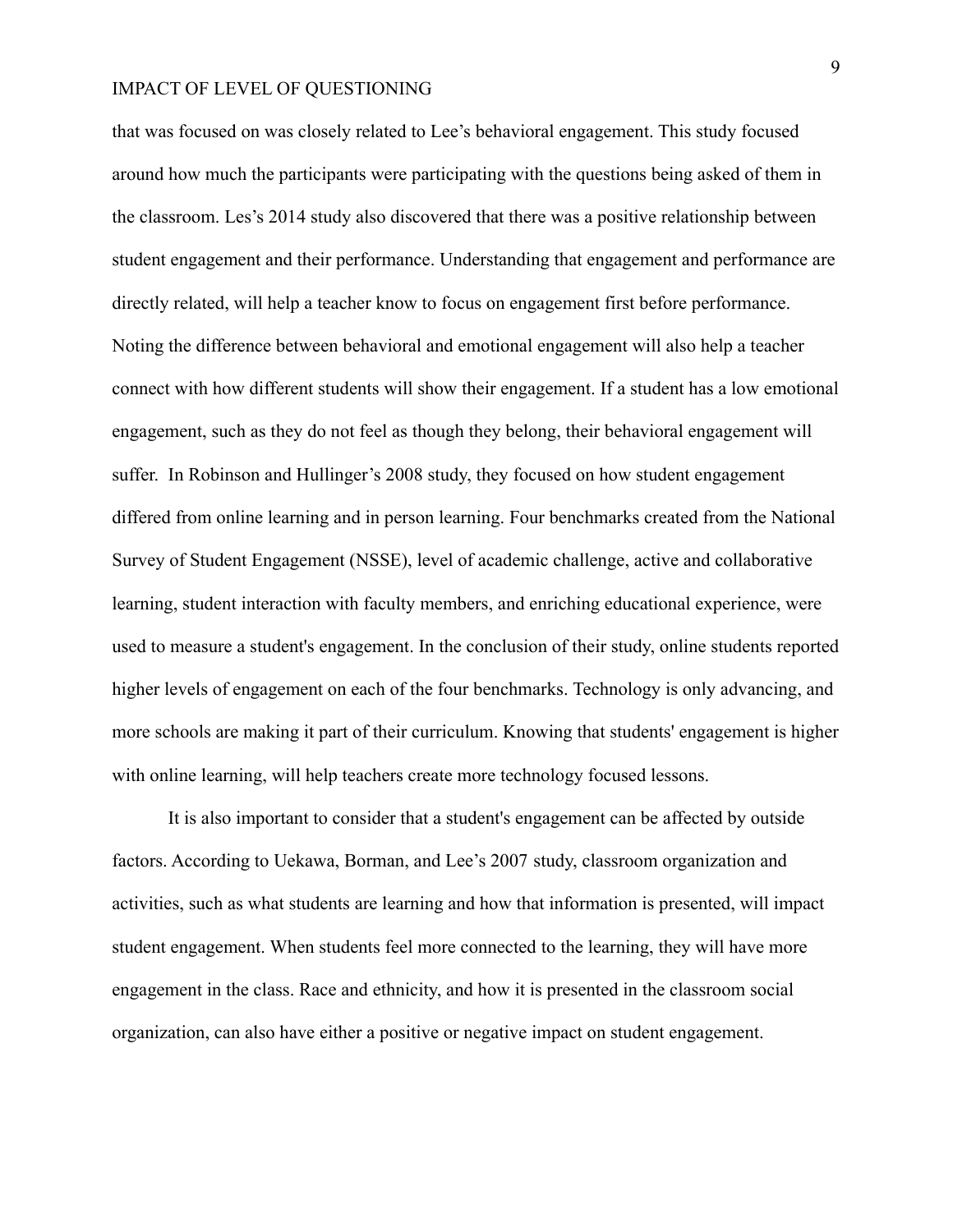that was focused on was closely related to Lee's behavioral engagement. This study focused around how much the participants were participating with the questions being asked of them in the classroom. Les's 2014 study also discovered that there was a positive relationship between student engagement and their performance. Understanding that engagement and performance are directly related, will help a teacher know to focus on engagement first before performance. Noting the difference between behavioral and emotional engagement will also help a teacher connect with how different students will show their engagement. If a student has a low emotional engagement, such as they do not feel as though they belong, their behavioral engagement will suffer.  In Robinson and Hullinger's 2008 study, they focused on how student engagement differed from online learning and in person learning. Four benchmarks created from the National Survey of Student Engagement (NSSE), level of academic challenge, active and collaborative learning, student interaction with faculty members, and enriching educational experience, were used to measure a student's engagement. In the conclusion of their study, online students reported higher levels of engagement on each of the four benchmarks. Technology is only advancing, and more schools are making it part of their curriculum. Knowing that students' engagement is higher with online learning, will help teachers create more technology focused lessons.

It is also important to consider that a student's engagement can be affected by outside factors. According to Uekawa, Borman, and Lee's 2007 study, classroom organization and activities, such as what students are learning and how that information is presented, will impact student engagement. When students feel more connected to the learning, they will have more engagement in the class. Race and ethnicity, and how it is presented in the classroom social organization, can also have either a positive or negative impact on student engagement.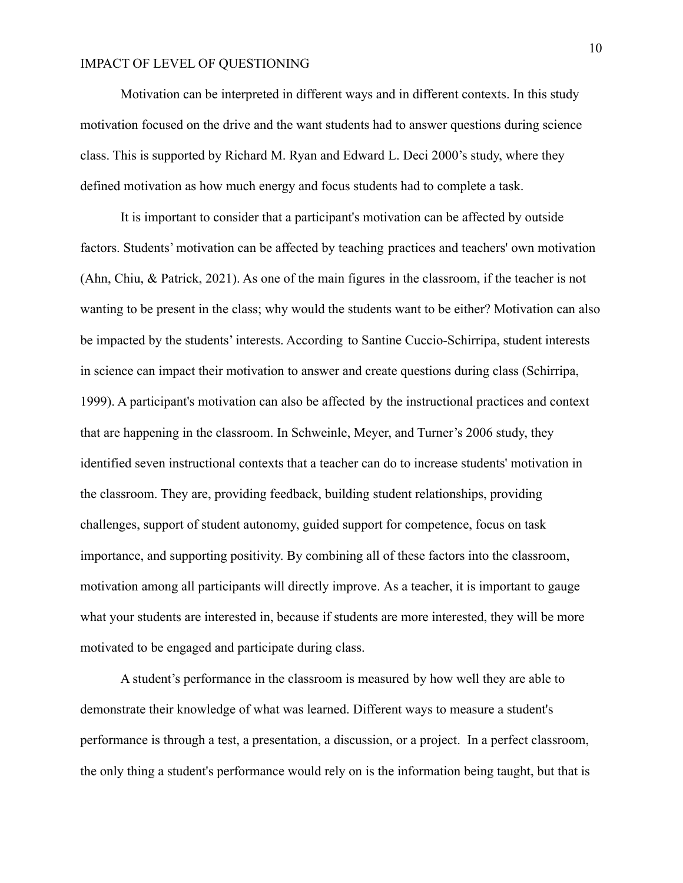Motivation can be interpreted in different ways and in different contexts. In this study motivation focused on the drive and the want students had to answer questions during science class. This is supported by Richard M. Ryan and Edward L. Deci 2000's study, where they defined motivation as how much energy and focus students had to complete a task.

It is important to consider that a participant's motivation can be affected by outside factors. Students' motivation can be affected by teaching practices and teachers' own motivation (Ahn, Chiu, & Patrick, 2021). As one of the main figures in the classroom, if the teacher is not wanting to be present in the class; why would the students want to be either? Motivation can also be impacted by the students' interests. According to Santine Cuccio-Schirripa, student interests in science can impact their motivation to answer and create questions during class (Schirripa, 1999). A participant's motivation can also be affected by the instructional practices and context that are happening in the classroom. In Schweinle, Meyer, and Turner's 2006 study, they identified seven instructional contexts that a teacher can do to increase students' motivation in the classroom. They are, providing feedback, building student relationships, providing challenges, support of student autonomy, guided support for competence, focus on task importance, and supporting positivity. By combining all of these factors into the classroom, motivation among all participants will directly improve. As a teacher, it is important to gauge what your students are interested in, because if students are more interested, they will be more motivated to be engaged and participate during class.

A student's performance in the classroom is measured by how well they are able to demonstrate their knowledge of what was learned. Different ways to measure a student's performance is through a test, a presentation, a discussion, or a project. In a perfect classroom, the only thing a student's performance would rely on is the information being taught, but that is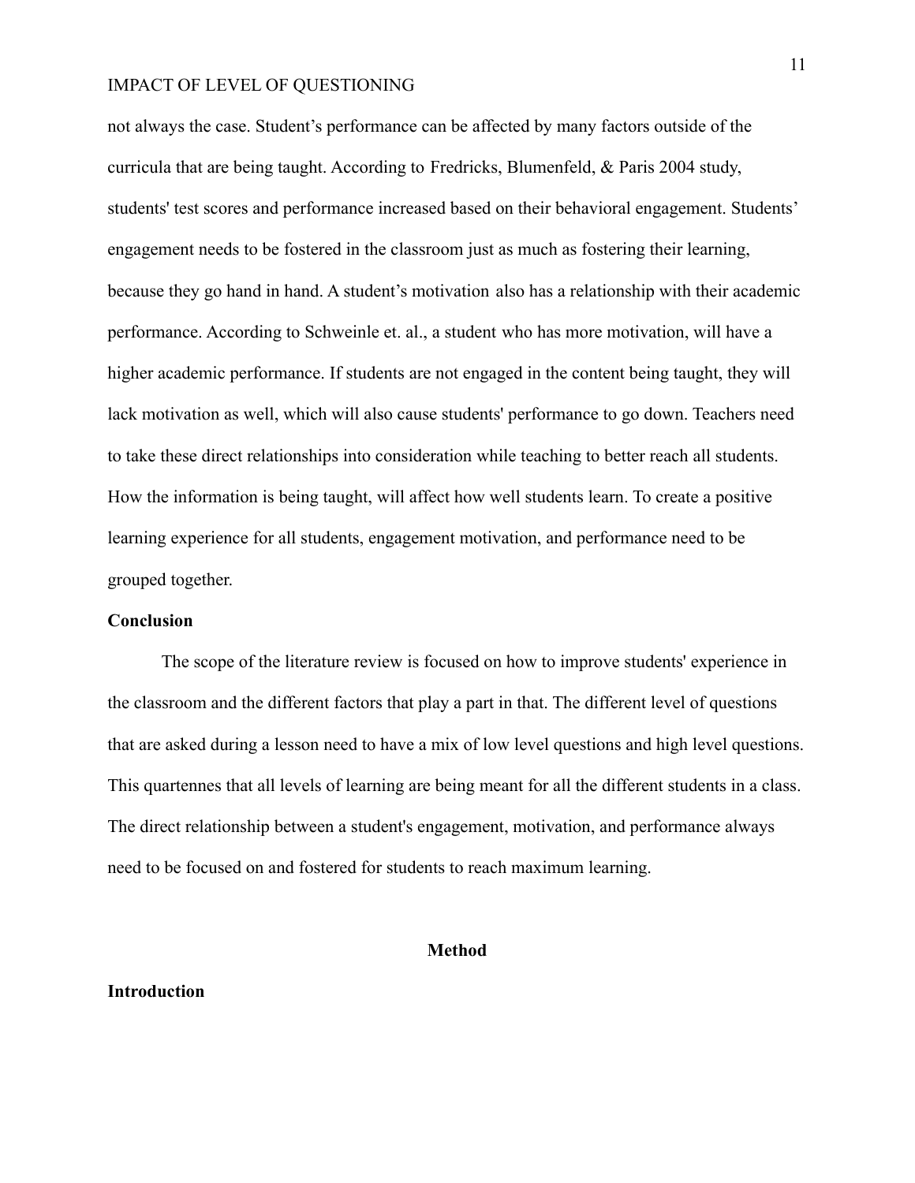not always the case. Student's performance can be affected by many factors outside of the curricula that are being taught. According to Fredricks, Blumenfeld, & Paris 2004 study, students' test scores and performance increased based on their behavioral engagement. Students' engagement needs to be fostered in the classroom just as much as fostering their learning, because they go hand in hand. A student's motivation also has a relationship with their academic performance. According to Schweinle et. al., a student who has more motivation, will have a higher academic performance. If students are not engaged in the content being taught, they will lack motivation as well, which will also cause students' performance to go down. Teachers need to take these direct relationships into consideration while teaching to better reach all students. How the information is being taught, will affect how well students learn. To create a positive learning experience for all students, engagement motivation, and performance need to be grouped together.

**Conclusion**

The scope of the literature review is focused on how to improve students' experience in the classroom and the different factors that play a part in that. The different level of questions that are asked during a lesson need to have a mix of low level questions and high level questions. This quartennes that all levels of learning are being meant for all the different students in a class. The direct relationship between a student's engagement, motivation, and performance always need to be focused on and fostered for students to reach maximum learning.

## Method

**Introduction**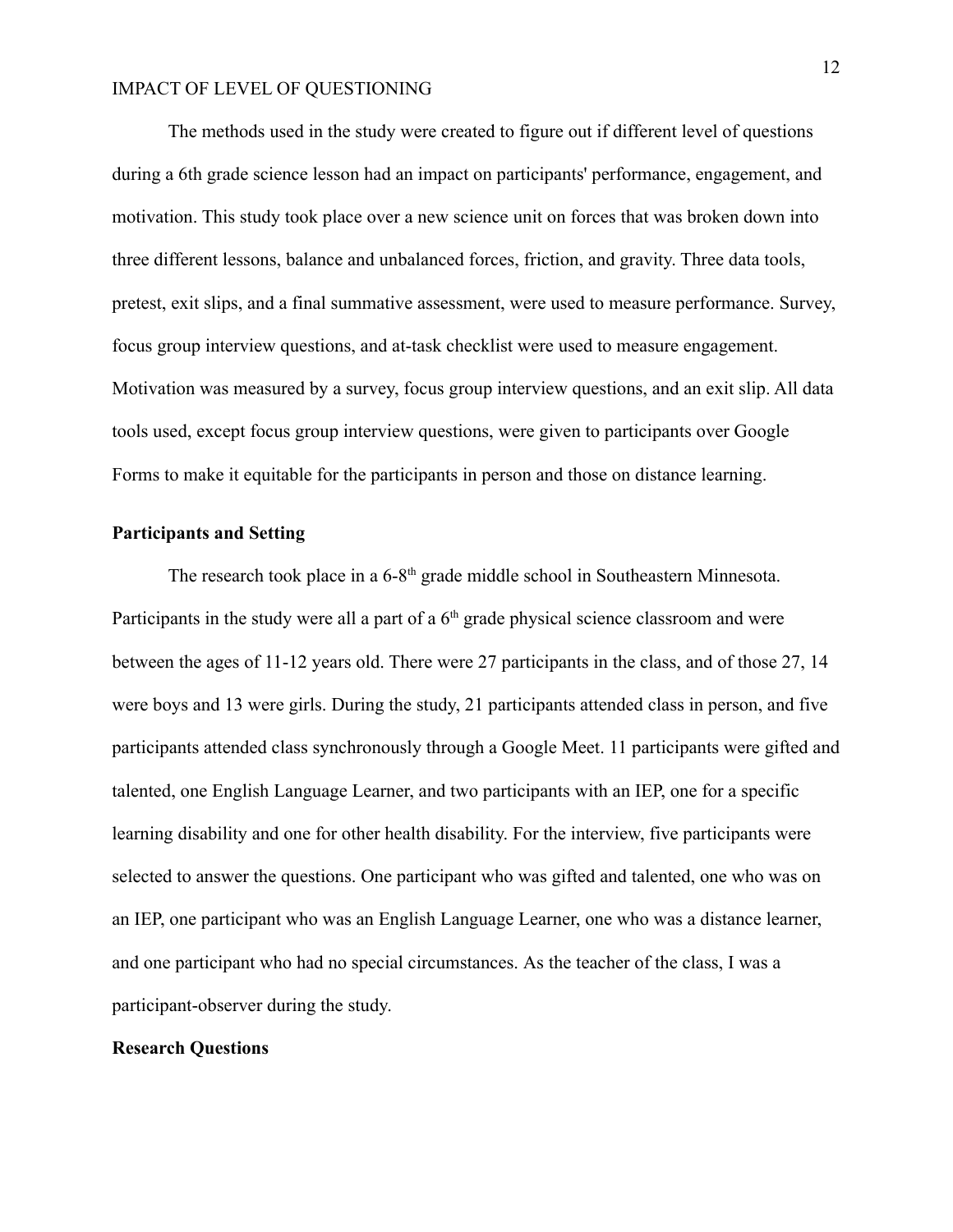The methods used in the study were created to figure out if different level of questions during a 6th grade science lesson had an impact on participants' performance, engagement, and motivation. This study took place over a new science unit on forces that was broken down into three different lessons, balance and unbalanced forces, friction, and gravity. Three data tools, pretest, exit slips, and a final summative assessment, were used to measure performance. Survey, focus group interview questions, and at-task checklist were used to measure engagement. Motivation was measured by a survey, focus group interview questions, and an exit slip. All data tools used, except focus group interview questions, were given to participants over Google Forms to make it equitable for the participants in person and those on distance learning.

**Participants and Setting**

The research took place in a 6-8th grade middle school in Southeastern Minnesota. Participants in the study were all a part of a 6th grade physical science classroom and were between the ages of 11-12 years old. There were 27 participants in the class, and of those 27, 14 were boys and 13 were girls. During the study, 21 participants attended class in person, and five participants attended class synchronously through a Google Meet. 11 participants were gifted and talented, one English Language Learner, and two participants with an IEP, one for a specific learning disability and one for other health disability. For the interview, five participants were selected to answer the questions. One participant who was gifted and talented, one who was on an IEP, one participant who was an English Language Learner, one who was a distance learner, and one participant who had no special circumstances. As the teacher of the class, I was a participant-observer during the study.

**Research Questions**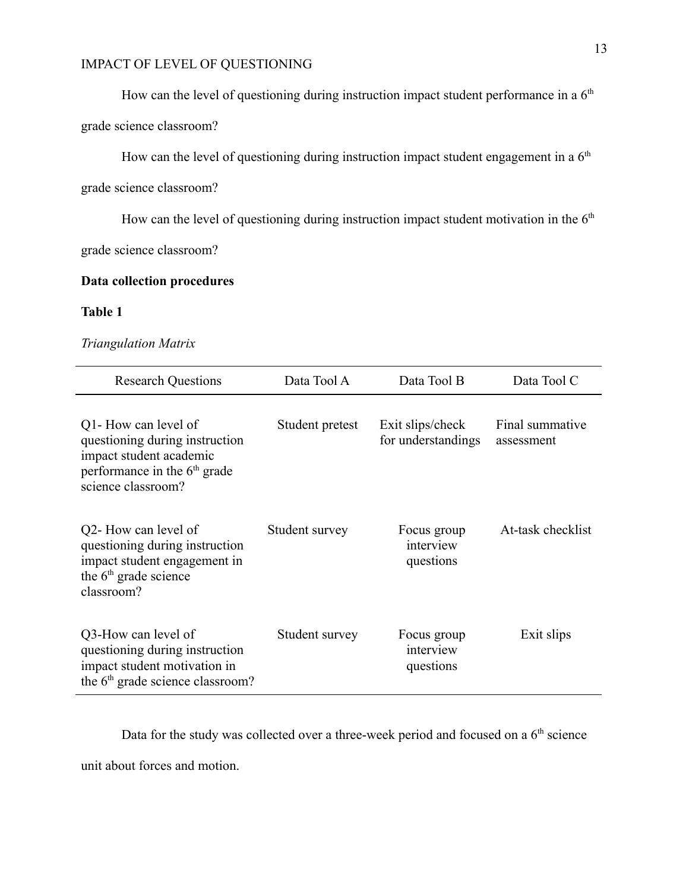How can the level of questioning during instruction impact student performance in a $6^{th}$ grade science classroom?

How can the level of questioning during instruction impact student engagement in a $6^{th}$ grade science classroom?

How can the level of questioning during instruction impact student motivation in the $6^{th}$ grade science classroom?

**Data collection procedures**

**Table 1**

*Triangulation Matrix*

| Research Questions | Data Tool A | Data Tool B | Data Tool C |
|---|---|---|---|
| Q1- How can level of questioning during instruction impact student academic performance in the $6^{th}$ grade science classroom? | Student pretest | Exit slips/check for understandings | Final summative assessment |
| Q2- How can level of questioning during instruction impact student engagement in the $6^{th}$ grade science classroom? | Student survey | Focus group interview questions | At-task checklist |
| Q3-How can level of questioning during instruction impact student motivation in the $6^{th}$ grade science classroom? | Student survey | Focus group interview questions | Exit slips |

Data for the study was collected over a three-week period and focused on a $6^{th}$ science unit about forces and motion.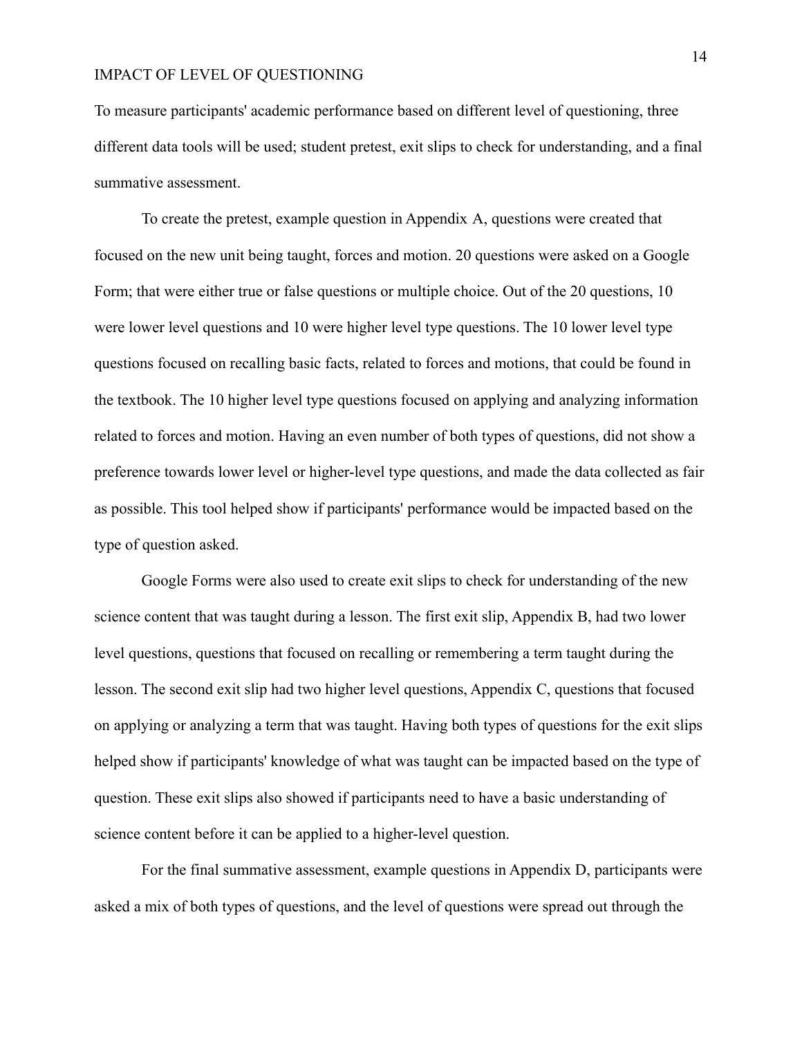To measure participants' academic performance based on different level of questioning, three different data tools will be used; student pretest, exit slips to check for understanding, and a final summative assessment.

To create the pretest, example question in Appendix A, questions were created that focused on the new unit being taught, forces and motion. 20 questions were asked on a Google Form; that were either true or false questions or multiple choice. Out of the 20 questions, 10 were lower level questions and 10 were higher level type questions. The 10 lower level type questions focused on recalling basic facts, related to forces and motions, that could be found in the textbook. The 10 higher level type questions focused on applying and analyzing information related to forces and motion. Having an even number of both types of questions, did not show a preference towards lower level or higher-level type questions, and made the data collected as fair as possible. This tool helped show if participants' performance would be impacted based on the type of question asked.

Google Forms were also used to create exit slips to check for understanding of the new science content that was taught during a lesson. The first exit slip, Appendix B, had two lower level questions, questions that focused on recalling or remembering a term taught during the lesson. The second exit slip had two higher level questions, Appendix C, questions that focused on applying or analyzing a term that was taught. Having both types of questions for the exit slips helped show if participants' knowledge of what was taught can be impacted based on the type of question. These exit slips also showed if participants need to have a basic understanding of science content before it can be applied to a higher-level question.

For the final summative assessment, example questions in Appendix D, participants were asked a mix of both types of questions, and the level of questions were spread out through the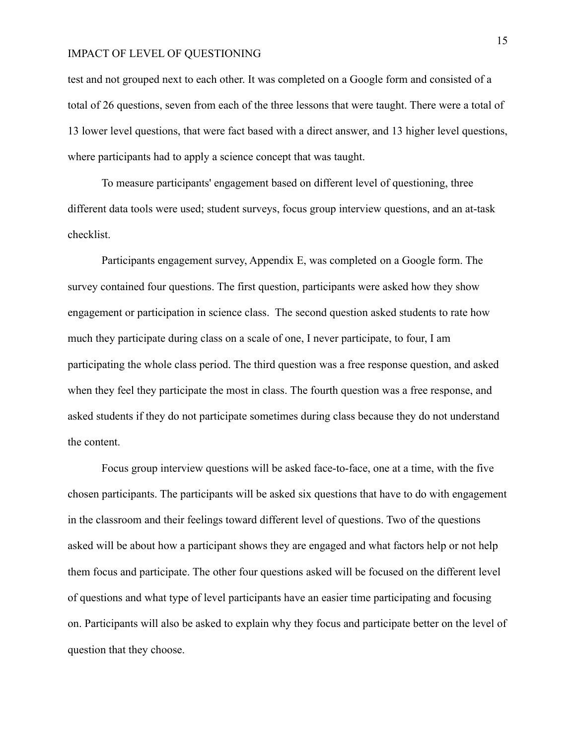test and not grouped next to each other. It was completed on a Google form and consisted of a total of 26 questions, seven from each of the three lessons that were taught. There were a total of 13 lower level questions, that were fact based with a direct answer, and 13 higher level questions, where participants had to apply a science concept that was taught.

To measure participants' engagement based on different level of questioning, three different data tools were used; student surveys, focus group interview questions, and an at-task checklist.

Participants engagement survey, Appendix E, was completed on a Google form. The survey contained four questions. The first question, participants were asked how they show engagement or participation in science class. The second question asked students to rate how much they participate during class on a scale of one, I never participate, to four, I am participating the whole class period. The third question was a free response question, and asked when they feel they participate the most in class. The fourth question was a free response, and asked students if they do not participate sometimes during class because they do not understand the content.

Focus group interview questions will be asked face-to-face, one at a time, with the five chosen participants. The participants will be asked six questions that have to do with engagement in the classroom and their feelings toward different level of questions. Two of the questions asked will be about how a participant shows they are engaged and what factors help or not help them focus and participate. The other four questions asked will be focused on the different level of questions and what type of level participants have an easier time participating and focusing on. Participants will also be asked to explain why they focus and participate better on the level of question that they choose.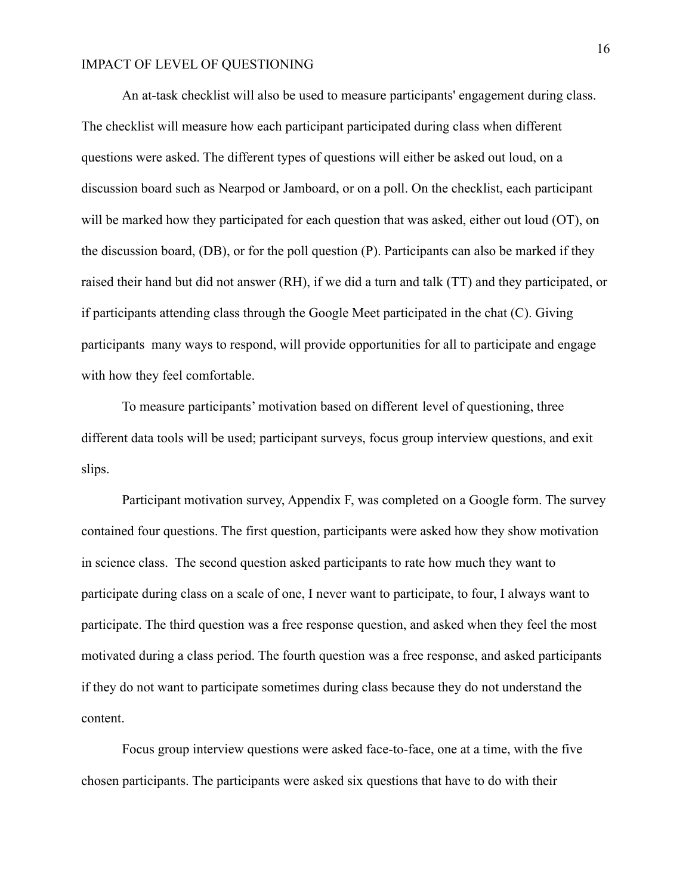An at-task checklist will also be used to measure participants' engagement during class. The checklist will measure how each participant participated during class when different questions were asked. The different types of questions will either be asked out loud, on a discussion board such as Nearpod or Jamboard, or on a poll. On the checklist, each participant will be marked how they participated for each question that was asked, either out loud (OT), on the discussion board, (DB), or for the poll question (P). Participants can also be marked if they raised their hand but did not answer (RH), if we did a turn and talk (TT) and they participated, or if participants attending class through the Google Meet participated in the chat (C). Giving participants many ways to respond, will provide opportunities for all to participate and engage with how they feel comfortable.

To measure participants' motivation based on different level of questioning, three different data tools will be used; participant surveys, focus group interview questions, and exit slips.

Participant motivation survey, Appendix F, was completed on a Google form. The survey contained four questions. The first question, participants were asked how they show motivation in science class. The second question asked participants to rate how much they want to participate during class on a scale of one, I never want to participate, to four, I always want to participate. The third question was a free response question, and asked when they feel the most motivated during a class period. The fourth question was a free response, and asked participants if they do not want to participate sometimes during class because they do not understand the content.

Focus group interview questions were asked face-to-face, one at a time, with the five chosen participants. The participants were asked six questions that have to do with their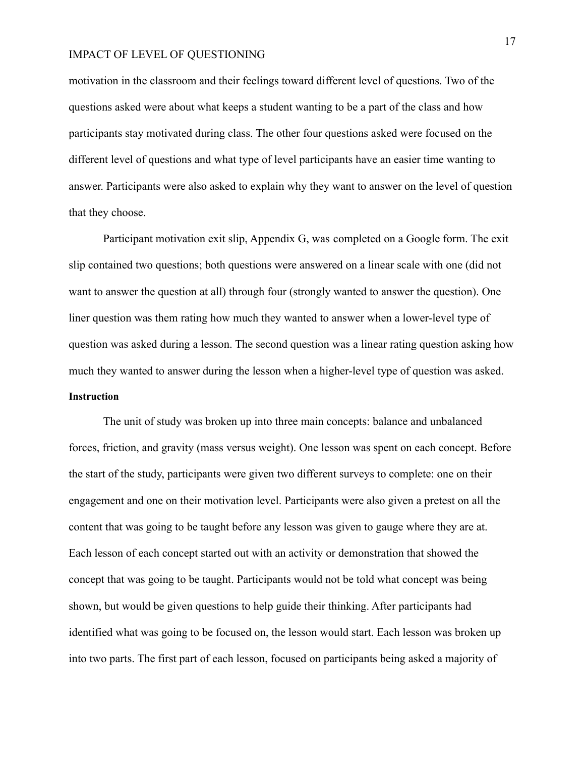motivation in the classroom and their feelings toward different level of questions. Two of the questions asked were about what keeps a student wanting to be a part of the class and how participants stay motivated during class. The other four questions asked were focused on the different level of questions and what type of level participants have an easier time wanting to answer. Participants were also asked to explain why they want to answer on the level of question that they choose.

Participant motivation exit slip, Appendix G, was completed on a Google form. The exit slip contained two questions; both questions were answered on a linear scale with one (did not want to answer the question at all) through four (strongly wanted to answer the question). One liner question was them rating how much they wanted to answer when a lower-level type of question was asked during a lesson. The second question was a linear rating question asking how much they wanted to answer during the lesson when a higher-level type of question was asked.

**Instruction**

The unit of study was broken up into three main concepts: balance and unbalanced forces, friction, and gravity (mass versus weight). One lesson was spent on each concept. Before the start of the study, participants were given two different surveys to complete: one on their engagement and one on their motivation level. Participants were also given a pretest on all the content that was going to be taught before any lesson was given to gauge where they are at. Each lesson of each concept started out with an activity or demonstration that showed the concept that was going to be taught. Participants would not be told what concept was being shown, but would be given questions to help guide their thinking. After participants had identified what was going to be focused on, the lesson would start. Each lesson was broken up into two parts. The first part of each lesson, focused on participants being asked a majority of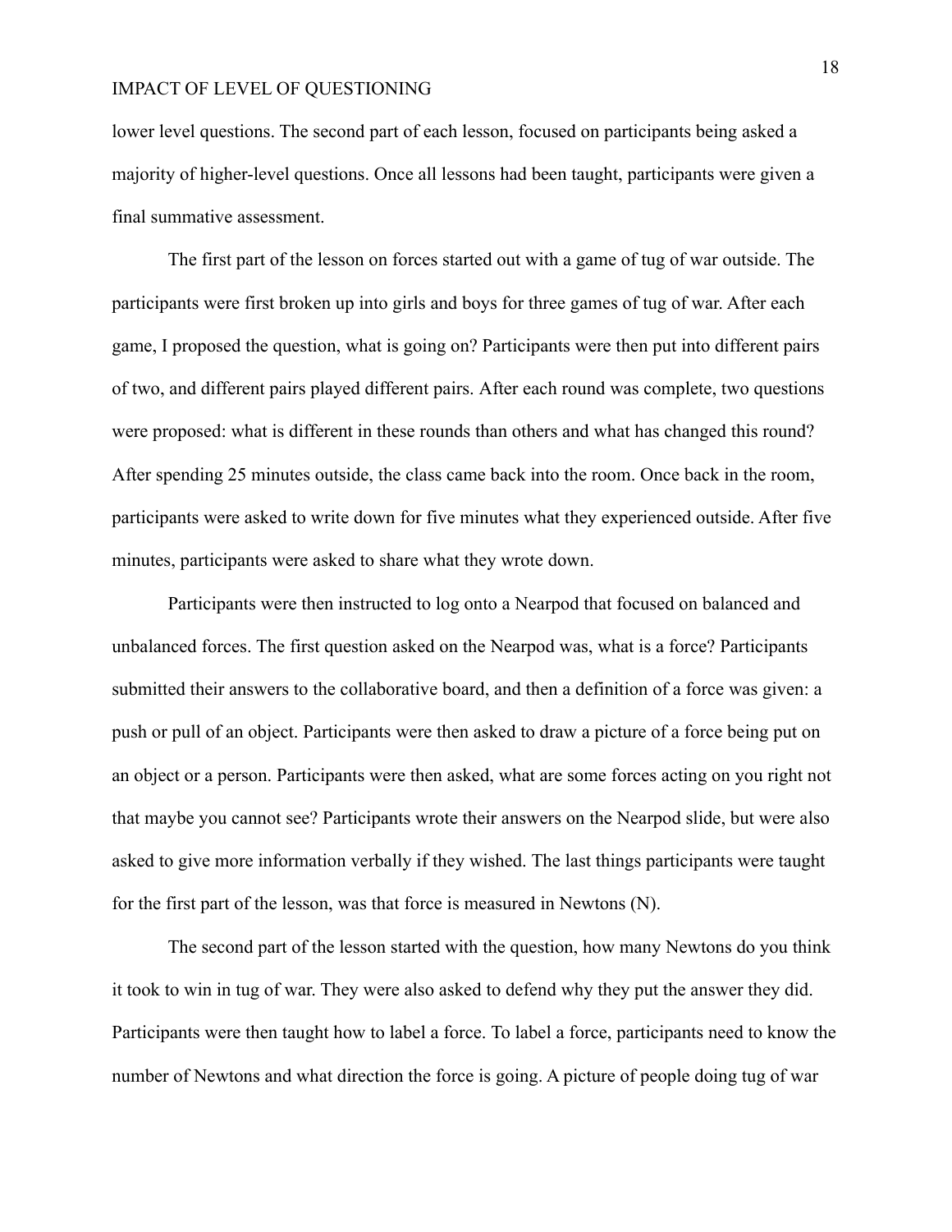lower level questions. The second part of each lesson, focused on participants being asked a majority of higher-level questions. Once all lessons had been taught, participants were given a final summative assessment.

The first part of the lesson on forces started out with a game of tug of war outside. The participants were first broken up into girls and boys for three games of tug of war. After each game, I proposed the question, what is going on? Participants were then put into different pairs of two, and different pairs played different pairs. After each round was complete, two questions were proposed: what is different in these rounds than others and what has changed this round? After spending 25 minutes outside, the class came back into the room. Once back in the room, participants were asked to write down for five minutes what they experienced outside. After five minutes, participants were asked to share what they wrote down.

Participants were then instructed to log onto a Nearpod that focused on balanced and unbalanced forces. The first question asked on the Nearpod was, what is a force? Participants submitted their answers to the collaborative board, and then a definition of a force was given: a push or pull of an object. Participants were then asked to draw a picture of a force being put on an object or a person. Participants were then asked, what are some forces acting on you right not that maybe you cannot see? Participants wrote their answers on the Nearpod slide, but were also asked to give more information verbally if they wished. The last things participants were taught for the first part of the lesson, was that force is measured in Newtons (N).

The second part of the lesson started with the question, how many Newtons do you think it took to win in tug of war. They were also asked to defend why they put the answer they did. Participants were then taught how to label a force. To label a force, participants need to know the number of Newtons and what direction the force is going. A picture of people doing tug of war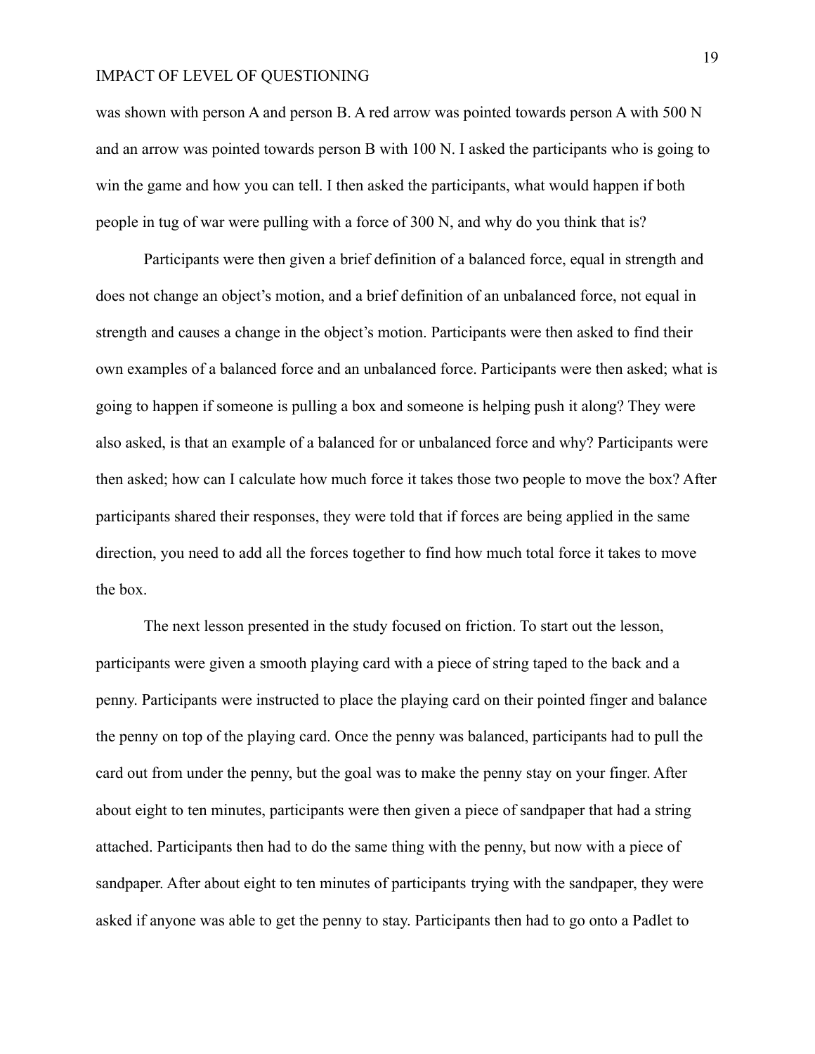was shown with person A and person B. A red arrow was pointed towards person A with 500 N and an arrow was pointed towards person B with 100 N. I asked the participants who is going to win the game and how you can tell. I then asked the participants, what would happen if both people in tug of war were pulling with a force of 300 N, and why do you think that is?

Participants were then given a brief definition of a balanced force, equal in strength and does not change an object's motion, and a brief definition of an unbalanced force, not equal in strength and causes a change in the object's motion. Participants were then asked to find their own examples of a balanced force and an unbalanced force. Participants were then asked; what is going to happen if someone is pulling a box and someone is helping push it along? They were also asked, is that an example of a balanced for or unbalanced force and why? Participants were then asked; how can I calculate how much force it takes those two people to move the box? After participants shared their responses, they were told that if forces are being applied in the same direction, you need to add all the forces together to find how much total force it takes to move the box.

The next lesson presented in the study focused on friction. To start out the lesson, participants were given a smooth playing card with a piece of string taped to the back and a penny. Participants were instructed to place the playing card on their pointed finger and balance the penny on top of the playing card. Once the penny was balanced, participants had to pull the card out from under the penny, but the goal was to make the penny stay on your finger. After about eight to ten minutes, participants were then given a piece of sandpaper that had a string attached. Participants then had to do the same thing with the penny, but now with a piece of sandpaper. After about eight to ten minutes of participants trying with the sandpaper, they were asked if anyone was able to get the penny to stay. Participants then had to go onto a Padlet to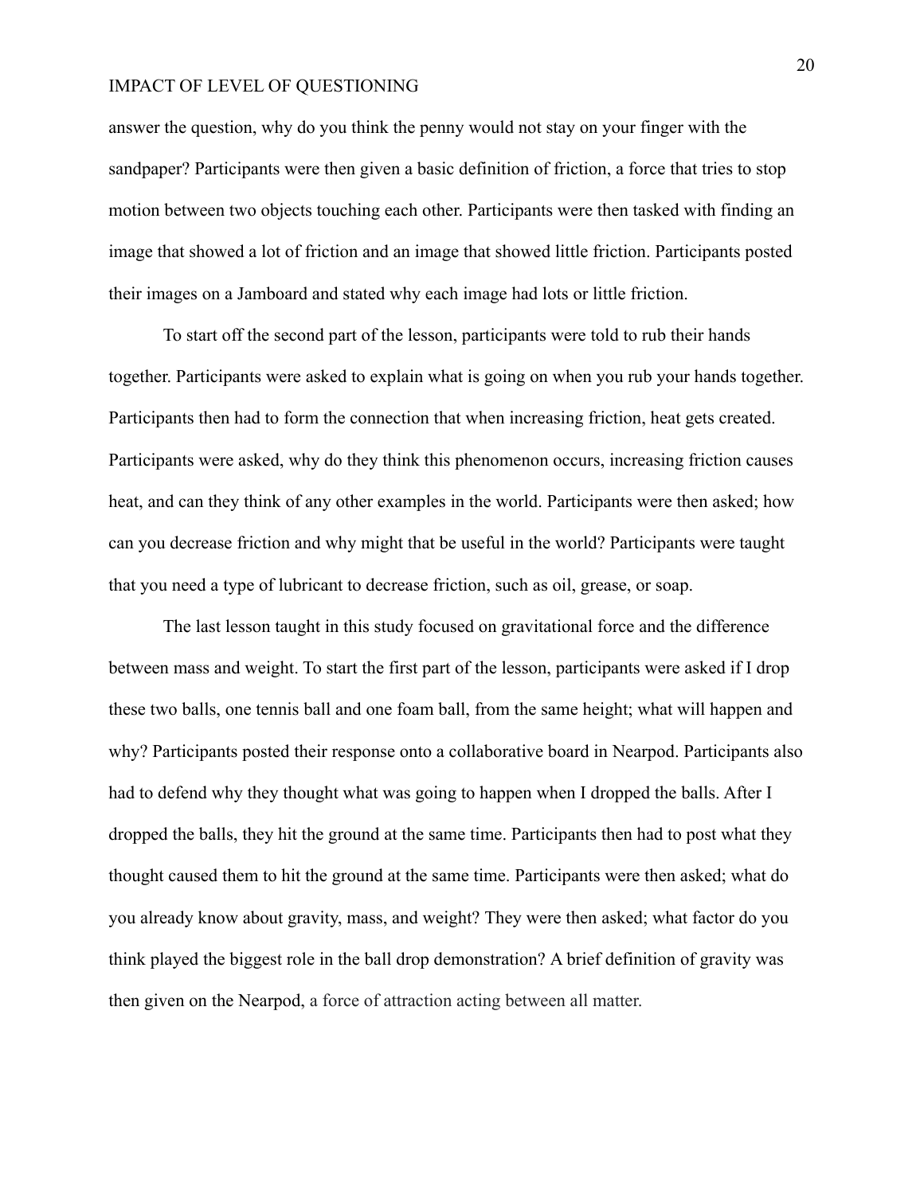answer the question, why do you think the penny would not stay on your finger with the sandpaper? Participants were then given a basic definition of friction, a force that tries to stop motion between two objects touching each other. Participants were then tasked with finding an image that showed a lot of friction and an image that showed little friction. Participants posted their images on a Jamboard and stated why each image had lots or little friction.

To start off the second part of the lesson, participants were told to rub their hands together. Participants were asked to explain what is going on when you rub your hands together. Participants then had to form the connection that when increasing friction, heat gets created. Participants were asked, why do they think this phenomenon occurs, increasing friction causes heat, and can they think of any other examples in the world. Participants were then asked; how can you decrease friction and why might that be useful in the world? Participants were taught that you need a type of lubricant to decrease friction, such as oil, grease, or soap.

The last lesson taught in this study focused on gravitational force and the difference between mass and weight. To start the first part of the lesson, participants were asked if I drop these two balls, one tennis ball and one foam ball, from the same height; what will happen and why? Participants posted their response onto a collaborative board in Nearpod. Participants also had to defend why they thought what was going to happen when I dropped the balls. After I dropped the balls, they hit the ground at the same time. Participants then had to post what they thought caused them to hit the ground at the same time. Participants were then asked; what do you already know about gravity, mass, and weight? They were then asked; what factor do you think played the biggest role in the ball drop demonstration? A brief definition of gravity was then given on the Nearpod, a force of attraction acting between all matter.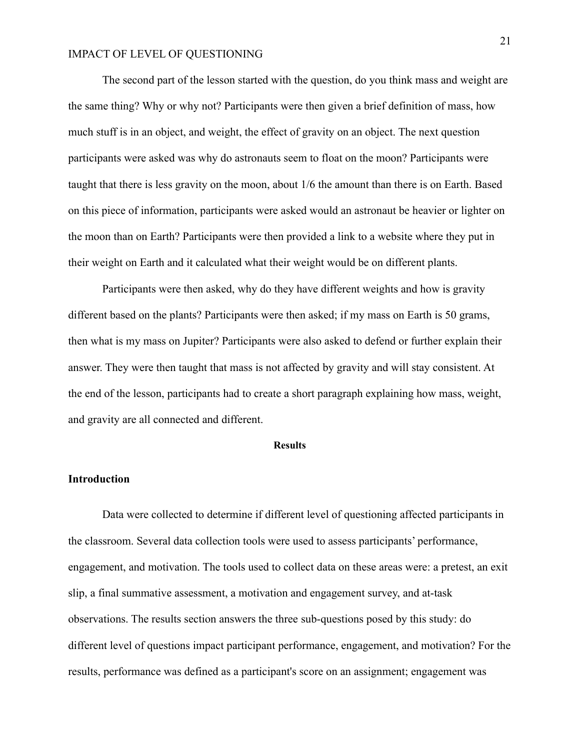The second part of the lesson started with the question, do you think mass and weight are the same thing? Why or why not? Participants were then given a brief definition of mass, how much stuff is in an object, and weight, the effect of gravity on an object. The next question participants were asked was why do astronauts seem to float on the moon? Participants were taught that there is less gravity on the moon, about 1/6 the amount than there is on Earth. Based on this piece of information, participants were asked would an astronaut be heavier or lighter on the moon than on Earth? Participants were then provided a link to a website where they put in their weight on Earth and it calculated what their weight would be on different plants.

Participants were then asked, why do they have different weights and how is gravity different based on the plants? Participants were then asked; if my mass on Earth is 50 grams, then what is my mass on Jupiter? Participants were also asked to defend or further explain their answer. They were then taught that mass is not affected by gravity and will stay consistent. At the end of the lesson, participants had to create a short paragraph explaining how mass, weight, and gravity are all connected and different.

## Results

### Introduction

Data were collected to determine if different level of questioning affected participants in the classroom. Several data collection tools were used to assess participants' performance, engagement, and motivation. The tools used to collect data on these areas were: a pretest, an exit slip, a final summative assessment, a motivation and engagement survey, and at-task observations. The results section answers the three sub-questions posed by this study: do different level of questions impact participant performance, engagement, and motivation? For the results, performance was defined as a participant's score on an assignment; engagement was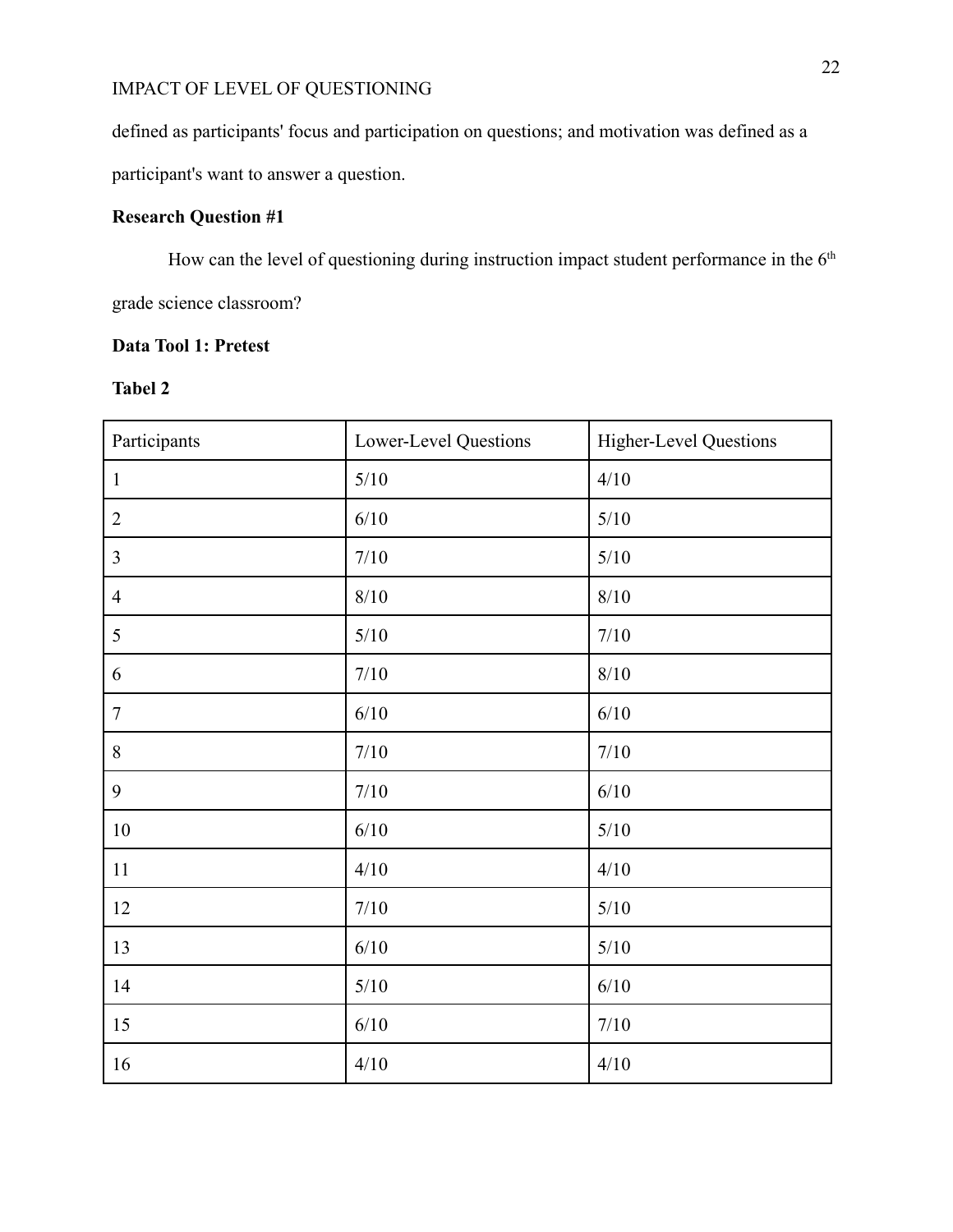defined as participants' focus and participation on questions; and motivation was defined as a participant's want to answer a question.

**Research Question #1**

How can the level of questioning during instruction impact student performance in the 6th grade science classroom?

**Data Tool 1: Pretest**

**Tabel 2**

| Participants | Lower-Level Questions | Higher-Level Questions |
|---|---|---|
| 1 | 5/10 | 4/10 |
| 2 | 6/10 | 5/10 |
| 3 | 7/10 | 5/10 |
| 4 | 8/10 | 8/10 |
| 5 | 5/10 | 7/10 |
| 6 | 7/10 | 8/10 |
| 7 | 6/10 | 6/10 |
| 8 | 7/10 | 7/10 |
| 9 | 7/10 | 6/10 |
| 10 | 6/10 | 5/10 |
| 11 | 4/10 | 4/10 |
| 12 | 7/10 | 5/10 |
| 13 | 6/10 | 5/10 |
| 14 | 5/10 | 6/10 |
| 15 | 6/10 | 7/10 |
| 16 | 4/10 | 4/10 |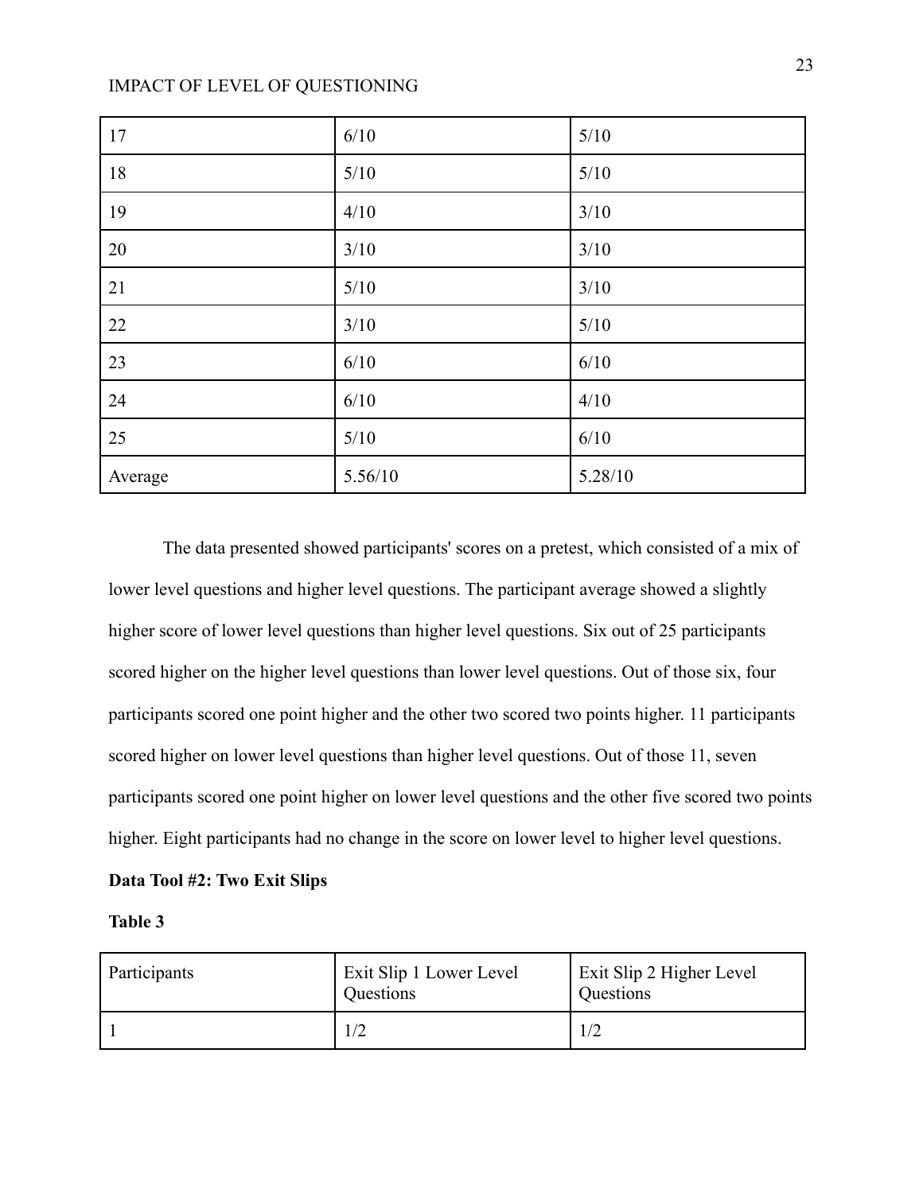| 17 | 6/10 | 5/10 |
|---|---|---|
| 18 | 5/10 | 5/10 |
| 19 | 4/10 | 3/10 |
| 20 | 3/10 | 3/10 |
| 21 | 5/10 | 3/10 |
| 22 | 3/10 | 5/10 |
| 23 | 6/10 | 6/10 |
| 24 | 6/10 | 4/10 |
| 25 | 5/10 | 6/10 |
| Average | 5.56/10 | 5.28/10 |

The data presented showed participants' scores on a pretest, which consisted of a mix of lower level questions and higher level questions. The participant average showed a slightly higher score of lower level questions than higher level questions. Six out of 25 participants scored higher on the higher level questions than lower level questions. Out of those six, four participants scored one point higher and the other two scored two points higher. 11 participants scored higher on lower level questions than higher level questions. Out of those 11, seven participants scored one point higher on lower level questions and the other five scored two points higher. Eight participants had no change in the score on lower level to higher level questions.

**Data Tool #2: Two Exit Slips**

**Table 3**

| Participants | Exit Slip 1 Lower Level Questions | Exit Slip 2 Higher Level Questions |
|---|---|---|
| 1 | 1/2 | 1/2 |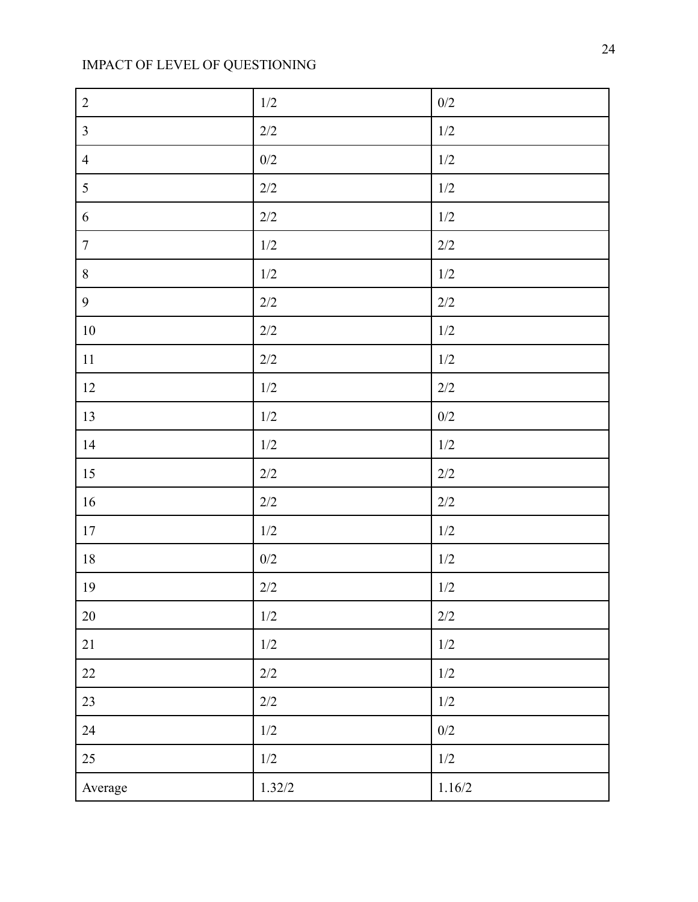| 2 | 1/2 | 0/2 |
| --- | --- | --- |
| 3 | 2/2 | 1/2 |
| 4 | 0/2 | 1/2 |
| 5 | 2/2 | 1/2 |
| 6 | 2/2 | 1/2 |
| 7 | 1/2 | 2/2 |
| 8 | 1/2 | 1/2 |
| 9 | 2/2 | 2/2 |
| 10 | 2/2 | 1/2 |
| 11 | 2/2 | 1/2 |
| 12 | 1/2 | 2/2 |
| 13 | 1/2 | 0/2 |
| 14 | 1/2 | 1/2 |
| 15 | 2/2 | 2/2 |
| 16 | 2/2 | 2/2 |
| 17 | 1/2 | 1/2 |
| 18 | 0/2 | 1/2 |
| 19 | 2/2 | 1/2 |
| 20 | 1/2 | 2/2 |
| 21 | 1/2 | 1/2 |
| 22 | 2/2 | 1/2 |
| 23 | 2/2 | 1/2 |
| 24 | 1/2 | 0/2 |
| 25 | 1/2 | 1/2 |
| Average | 1.32/2 | 1.16/2 |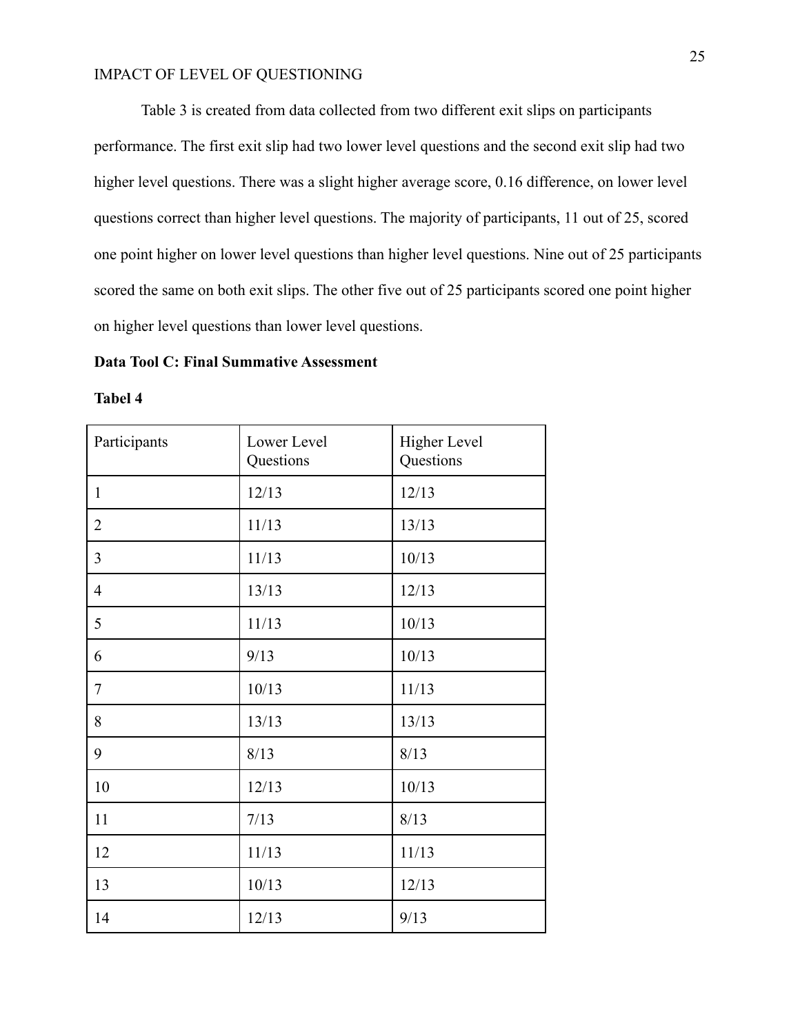Table 3 is created from data collected from two different exit slips on participants performance. The first exit slip had two lower level questions and the second exit slip had two higher level questions. There was a slight higher average score, 0.16 difference, on lower level questions correct than higher level questions. The majority of participants, 11 out of 25, scored one point higher on lower level questions than higher level questions. Nine out of 25 participants scored the same on both exit slips. The other five out of 25 participants scored one point higher on higher level questions than lower level questions.

**Data Tool C: Final Summative Assessment**

**Tabel 4**

| Participants | Lower Level Questions | Higher Level Questions |
|---|---|---|
| 1 | 12/13 | 12/13 |
| 2 | 11/13 | 13/13 |
| 3 | 11/13 | 10/13 |
| 4 | 13/13 | 12/13 |
| 5 | 11/13 | 10/13 |
| 6 | 9/13 | 10/13 |
| 7 | 10/13 | 11/13 |
| 8 | 13/13 | 13/13 |
| 9 | 8/13 | 8/13 |
| 10 | 12/13 | 10/13 |
| 11 | 7/13 | 8/13 |
| 12 | 11/13 | 11/13 |
| 13 | 10/13 | 12/13 |
| 14 | 12/13 | 9/13 |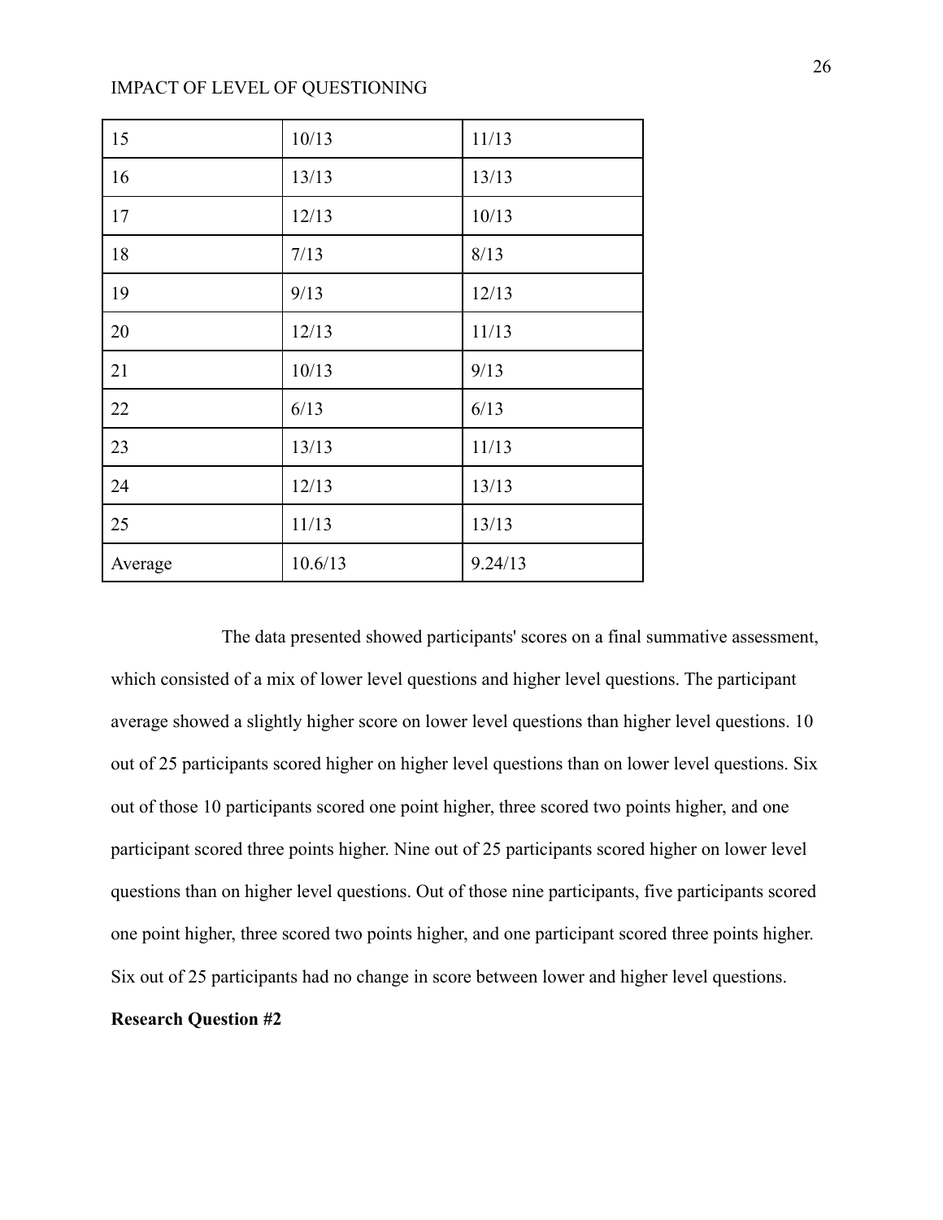| 15 | 10/13 | 11/13 |
|---|---|---|
| 16 | 13/13 | 13/13 |
| 17 | 12/13 | 10/13 |
| 18 | 7/13 | 8/13 |
| 19 | 9/13 | 12/13 |
| 20 | 12/13 | 11/13 |
| 21 | 10/13 | 9/13 |
| 22 | 6/13 | 6/13 |
| 23 | 13/13 | 11/13 |
| 24 | 12/13 | 13/13 |
| 25 | 11/13 | 13/13 |
| Average | 10.6/13 | 9.24/13 |

The data presented showed participants' scores on a final summative assessment, which consisted of a mix of lower level questions and higher level questions. The participant average showed a slightly higher score on lower level questions than higher level questions. 10 out of 25 participants scored higher on higher level questions than on lower level questions. Six out of those 10 participants scored one point higher, three scored two points higher, and one participant scored three points higher. Nine out of 25 participants scored higher on lower level questions than on higher level questions. Out of those nine participants, five participants scored one point higher, three scored two points higher, and one participant scored three points higher. Six out of 25 participants had no change in score between lower and higher level questions.

**Research Question #2**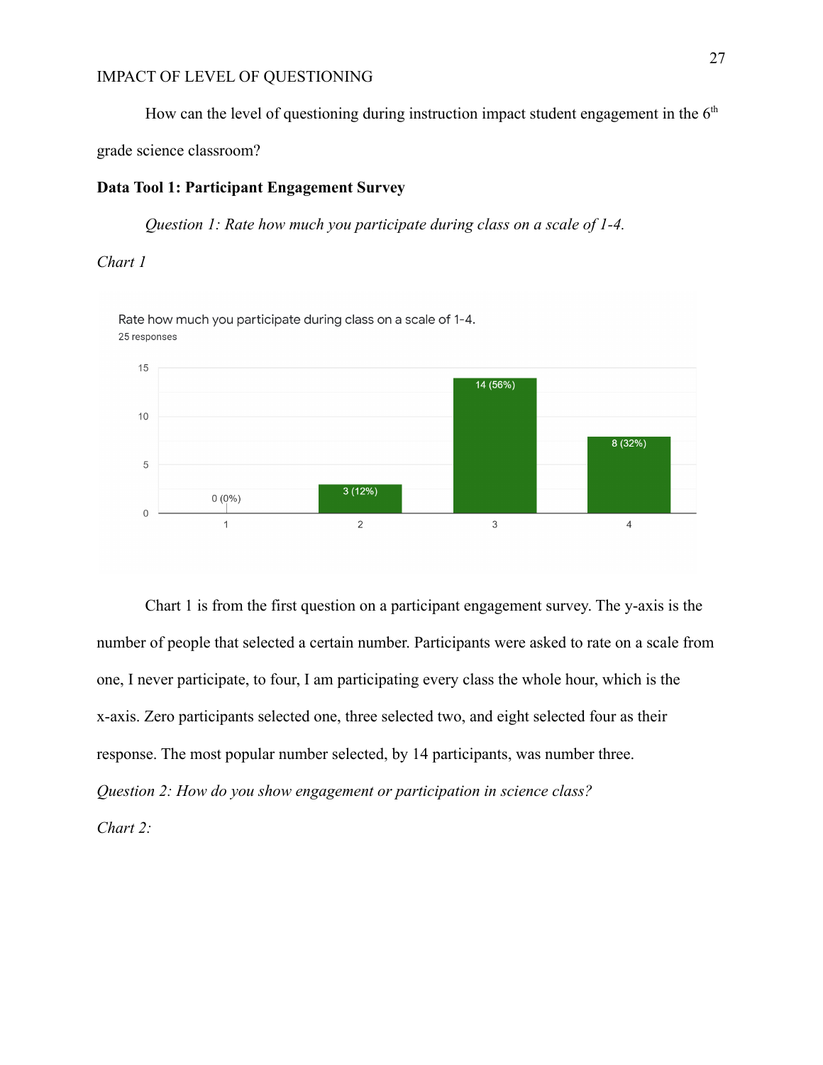How can the level of questioning during instruction impact student engagement in the 6th grade science classroom?

**Data Tool 1: Participant Engagement Survey**

*Question 1: Rate how much you participate during class on a scale of 1-4.*

*Chart 1*

Rate how much you participate during class on a scale of 1-4.
25 responses

| Rating | Responses |
|---|---|
| 1 | 0 (0%) |
| 2 | 3 (12%) |
| 3 | 14 (56%) |
| 4 | 8 (32%) |

Chart 1 is from the first question on a participant engagement survey. The y-axis is the number of people that selected a certain number. Participants were asked to rate on a scale from one, I never participate, to four, I am participating every class the whole hour, which is the x-axis. Zero participants selected one, three selected two, and eight selected four as their response. The most popular number selected, by 14 participants, was number three.

*Question 2: How do you show engagement or participation in science class?*

*Chart 2:*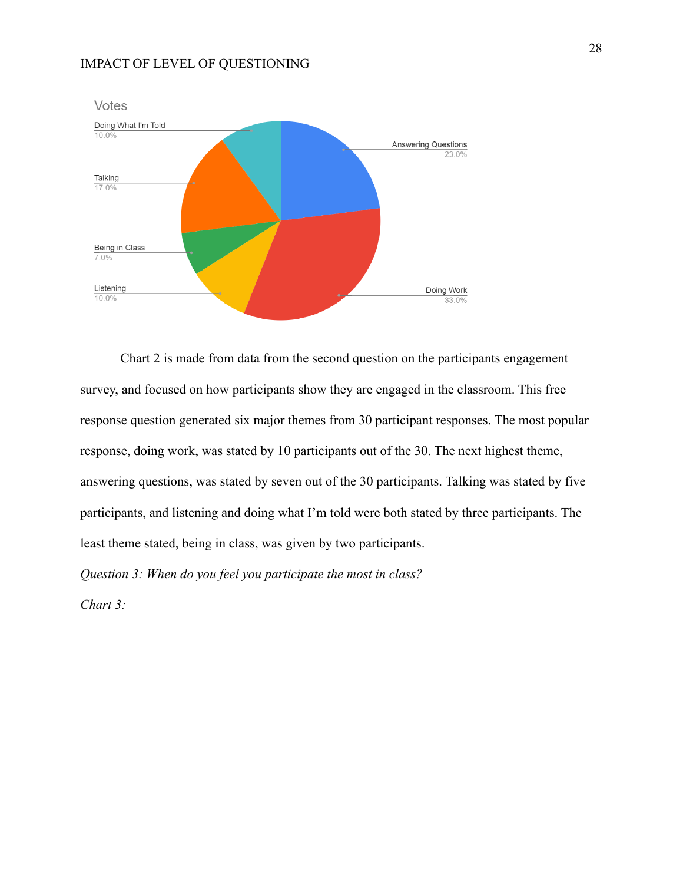Votes

- Doing What I'm Told 10.0%
- Answering Questions 23.0%
- Talking 17.0%
- Being in Class 7.0%
- Listening 10.0%
- Doing Work 33.0%

Chart 2 is made from data from the second question on the participants engagement survey, and focused on how participants show they are engaged in the classroom. This free response question generated six major themes from 30 participant responses. The most popular response, doing work, was stated by 10 participants out of the 30. The next highest theme, answering questions, was stated by seven out of the 30 participants. Talking was stated by five participants, and listening and doing what I'm told were both stated by three participants. The least theme stated, being in class, was given by two participants.

*Question 3: When do you feel you participate the most in class?*

*Chart 3:*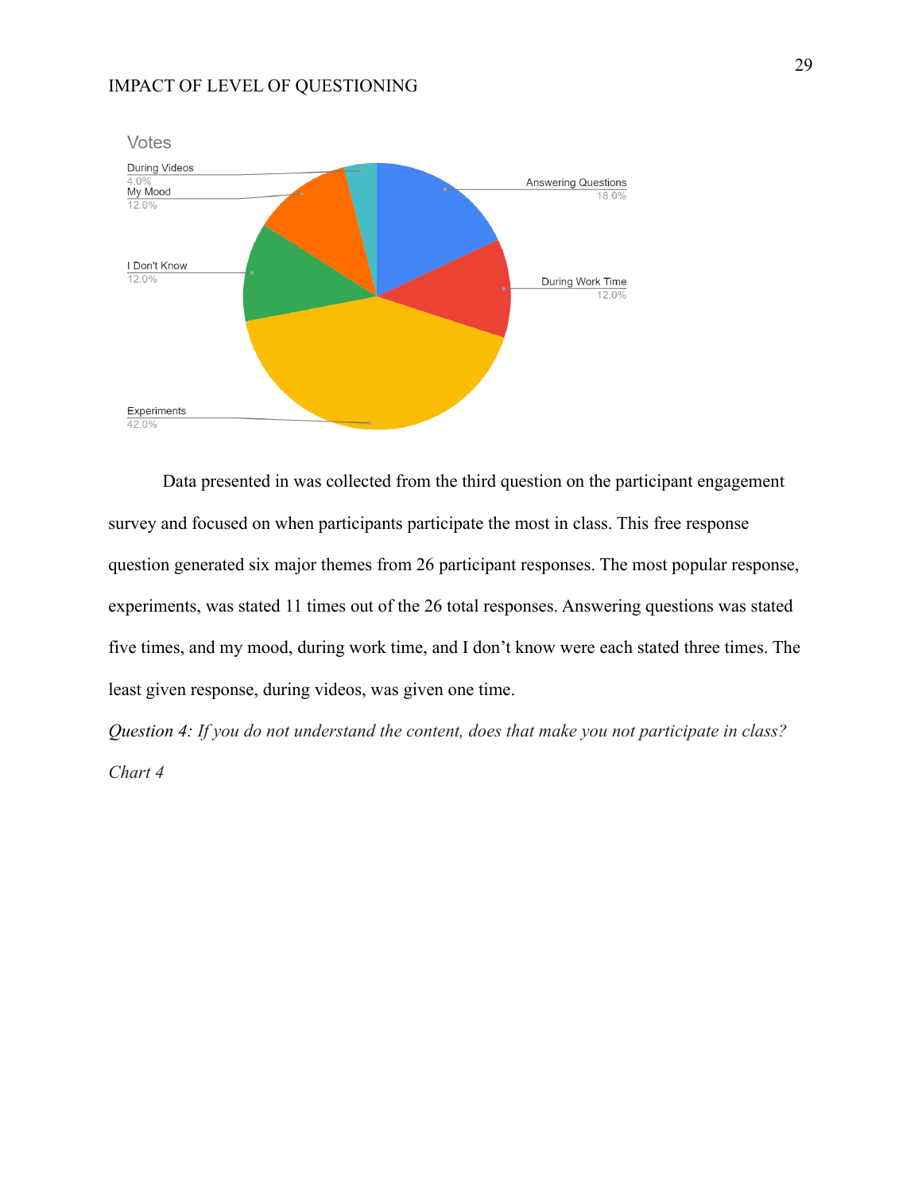Data presented in was collected from the third question on the participant engagement survey and focused on when participants participate the most in class. This free response question generated six major themes from 26 participant responses. The most popular response, experiments, was stated 11 times out of the 26 total responses. Answering questions was stated five times, and my mood, during work time, and I don't know were each stated three times. The least given response, during videos, was given one time.

*Question 4: If you do not understand the content, does that make you not participate in class?*

*Chart 4*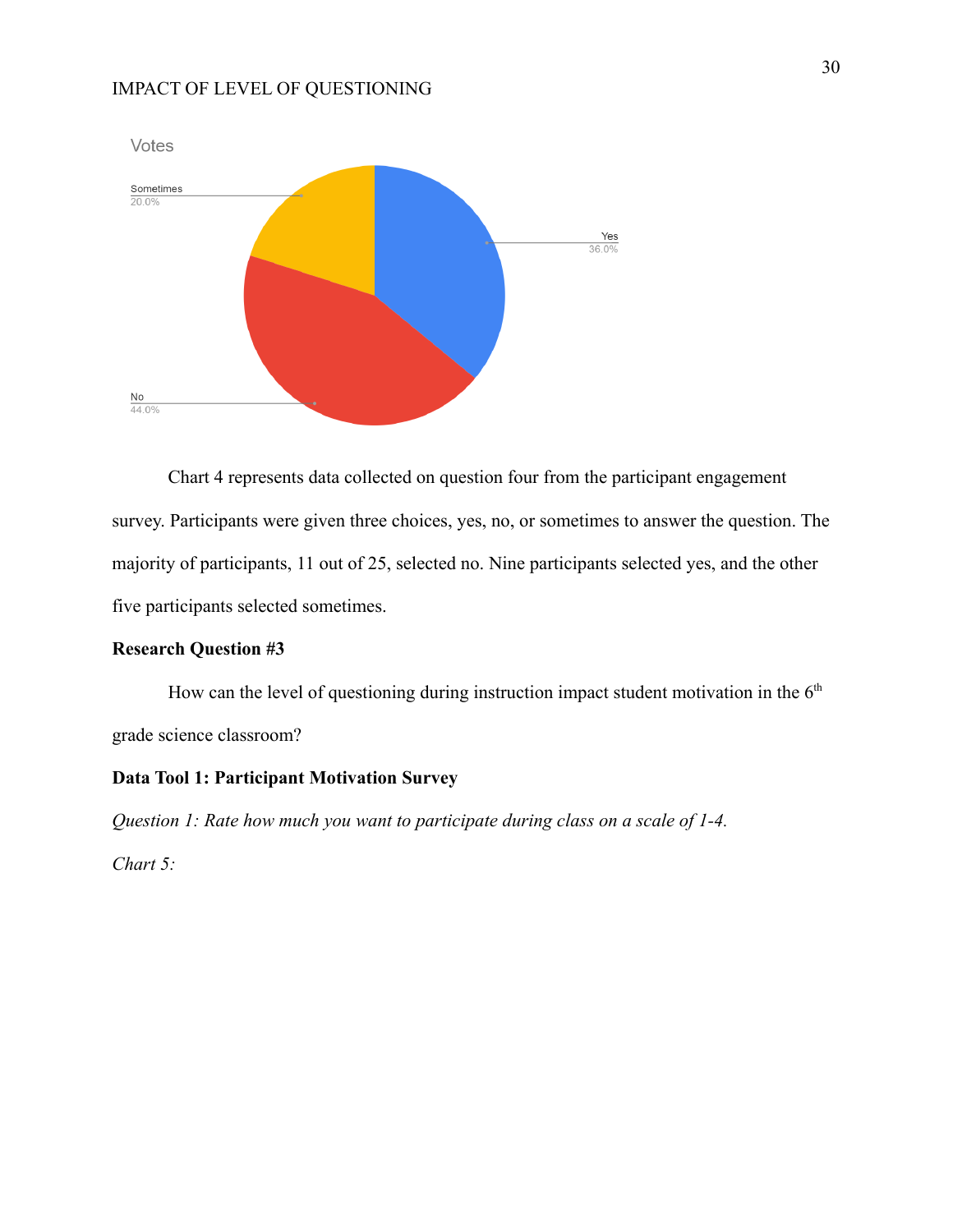Chart 4 represents data collected on question four from the participant engagement survey. Participants were given three choices, yes, no, or sometimes to answer the question. The majority of participants, 11 out of 25, selected no. Nine participants selected yes, and the other five participants selected sometimes.

**Research Question #3**

How can the level of questioning during instruction impact student motivation in the 6th grade science classroom?

**Data Tool 1: Participant Motivation Survey**

*Question 1: Rate how much you want to participate during class on a scale of 1-4.*

*Chart 5:*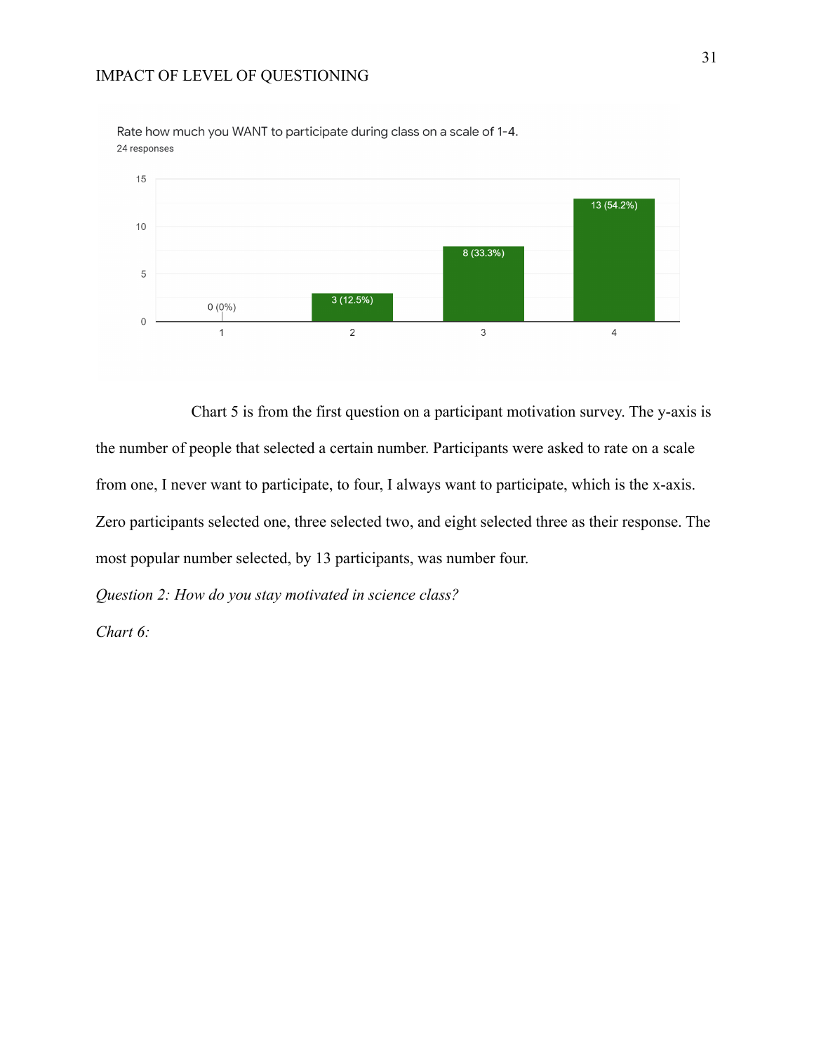Rate how much you WANT to participate during class on a scale of 1-4.
24 responses

| Rating | Responses |
| --- | --- |
| 1 | 0 (0%) |
| 2 | 3 (12.5%) |
| 3 | 8 (33.3%) |
| 4 | 13 (54.2%) |

Chart 5 is from the first question on a participant motivation survey. The y-axis is the number of people that selected a certain number. Participants were asked to rate on a scale from one, I never want to participate, to four, I always want to participate, which is the x-axis. Zero participants selected one, three selected two, and eight selected three as their response. The most popular number selected, by 13 participants, was number four.

*Question 2: How do you stay motivated in science class?*

*Chart 6:*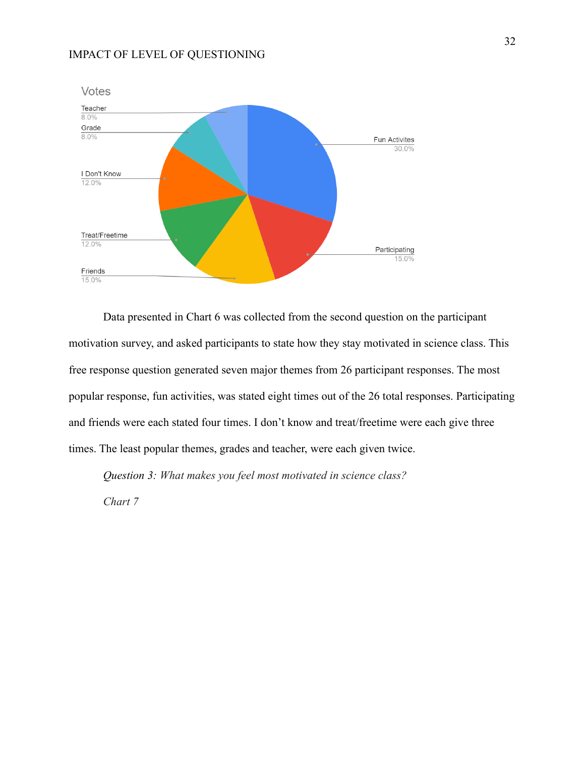Data presented in Chart 6 was collected from the second question on the participant motivation survey, and asked participants to state how they stay motivated in science class. This free response question generated seven major themes from 26 participant responses. The most popular response, fun activities, was stated eight times out of the 26 total responses. Participating and friends were each stated four times. I don't know and treat/freetime were each give three times. The least popular themes, grades and teacher, were each given twice.

*Question 3: What makes you feel most motivated in science class?*

*Chart 7*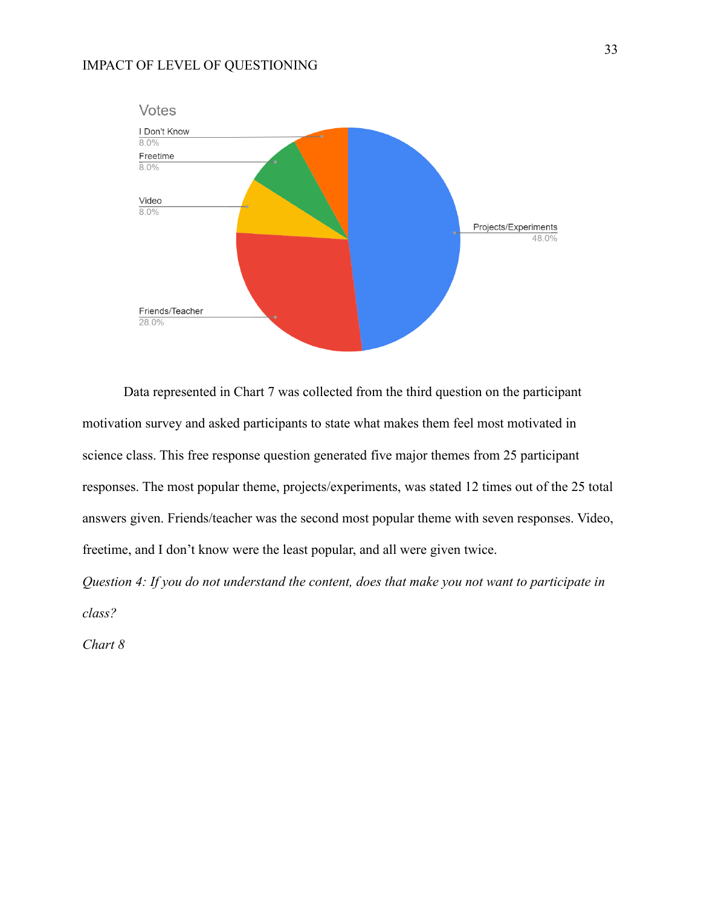Votes

- I Don't Know: 8.0%
- Freetime: 8.0%
- Video: 8.0%
- Projects/Experiments: 48.0%
- Friends/Teacher: 28.0%

Data represented in Chart 7 was collected from the third question on the participant motivation survey and asked participants to state what makes them feel most motivated in science class. This free response question generated five major themes from 25 participant responses. The most popular theme, projects/experiments, was stated 12 times out of the 25 total answers given. Friends/teacher was the second most popular theme with seven responses. Video, freetime, and I don't know were the least popular, and all were given twice.

*Question 4: If you do not understand the content, does that make you not want to participate in class?*

*Chart 8*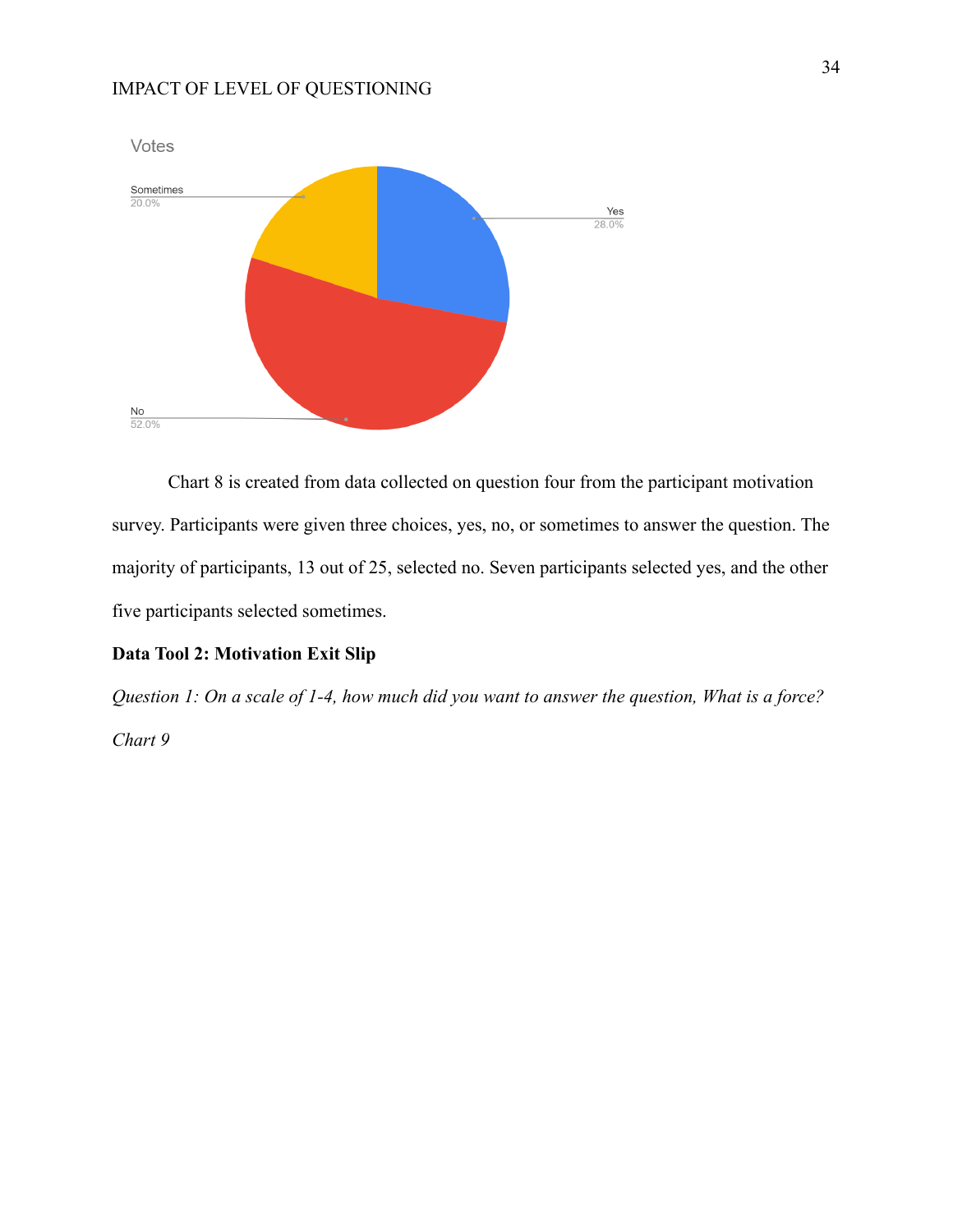Votes

Sometimes 20.0%

Yes 28.0%

No 52.0%

Chart 8 is created from data collected on question four from the participant motivation survey. Participants were given three choices, yes, no, or sometimes to answer the question. The majority of participants, 13 out of 25, selected no. Seven participants selected yes, and the other five participants selected sometimes.

**Data Tool 2: Motivation Exit Slip**

*Question 1: On a scale of 1-4, how much did you want to answer the question, What is a force?*

*Chart 9*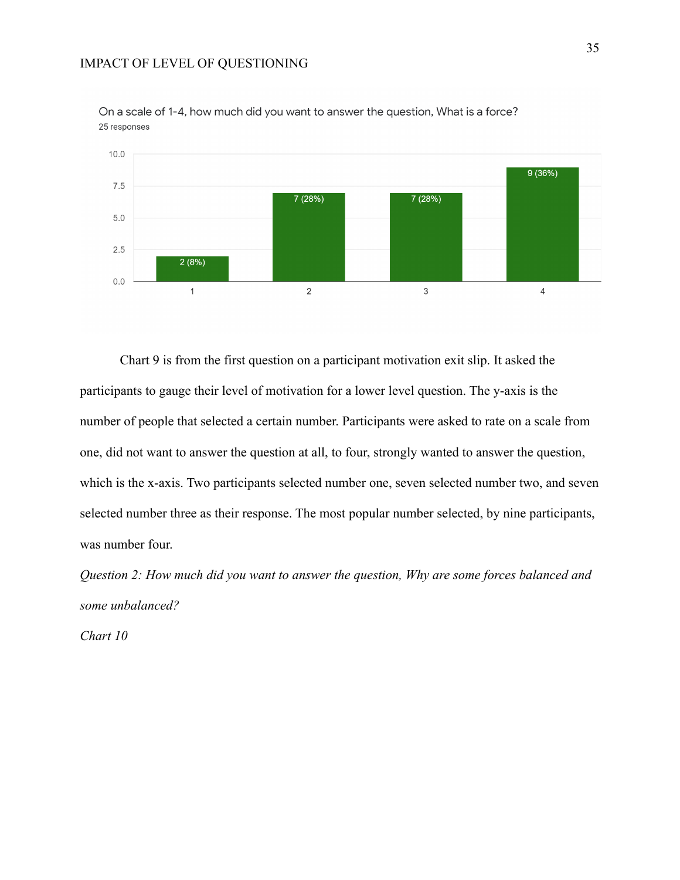On a scale of 1-4, how much did you want to answer the question, What is a force?

25 responses

| Rating | Responses |
|---|---|
| 1 | 2 (8%) |
| 2 | 7 (28%) |
| 3 | 7 (28%) |
| 4 | 9 (36%) |

Chart 9 is from the first question on a participant motivation exit slip. It asked the participants to gauge their level of motivation for a lower level question. The y-axis is the number of people that selected a certain number. Participants were asked to rate on a scale from one, did not want to answer the question at all, to four, strongly wanted to answer the question, which is the x-axis. Two participants selected number one, seven selected number two, and seven selected number three as their response. The most popular number selected, by nine participants, was number four.

*Question 2: How much did you want to answer the question, Why are some forces balanced and some unbalanced?*

*Chart 10*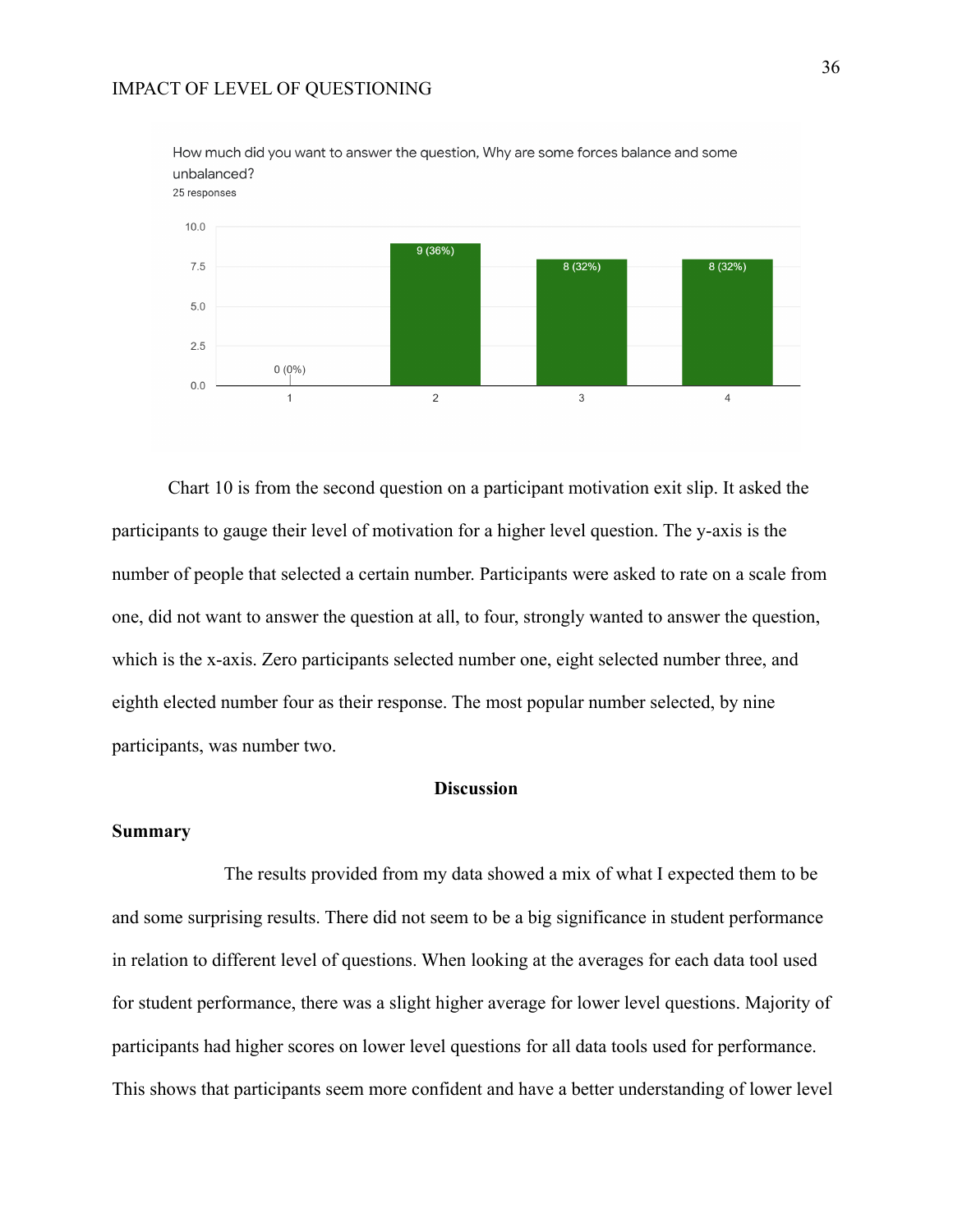How much did you want to answer the question, Why are some forces balance and some unbalanced?

25 responses

| Rating | Responses |
| --- | --- |
| 1 | 0 (0%) |
| 2 | 9 (36%) |
| 3 | 8 (32%) |
| 4 | 8 (32%) |

Chart 10 is from the second question on a participant motivation exit slip. It asked the participants to gauge their level of motivation for a higher level question. The y-axis is the number of people that selected a certain number. Participants were asked to rate on a scale from one, did not want to answer the question at all, to four, strongly wanted to answer the question, which is the x-axis. Zero participants selected number one, eight selected number three, and eighth elected number four as their response. The most popular number selected, by nine participants, was number two.

## Discussion

### Summary

The results provided from my data showed a mix of what I expected them to be and some surprising results. There did not seem to be a big significance in student performance in relation to different level of questions. When looking at the averages for each data tool used for student performance, there was a slight higher average for lower level questions. Majority of participants had higher scores on lower level questions for all data tools used for performance. This shows that participants seem more confident and have a better understanding of lower level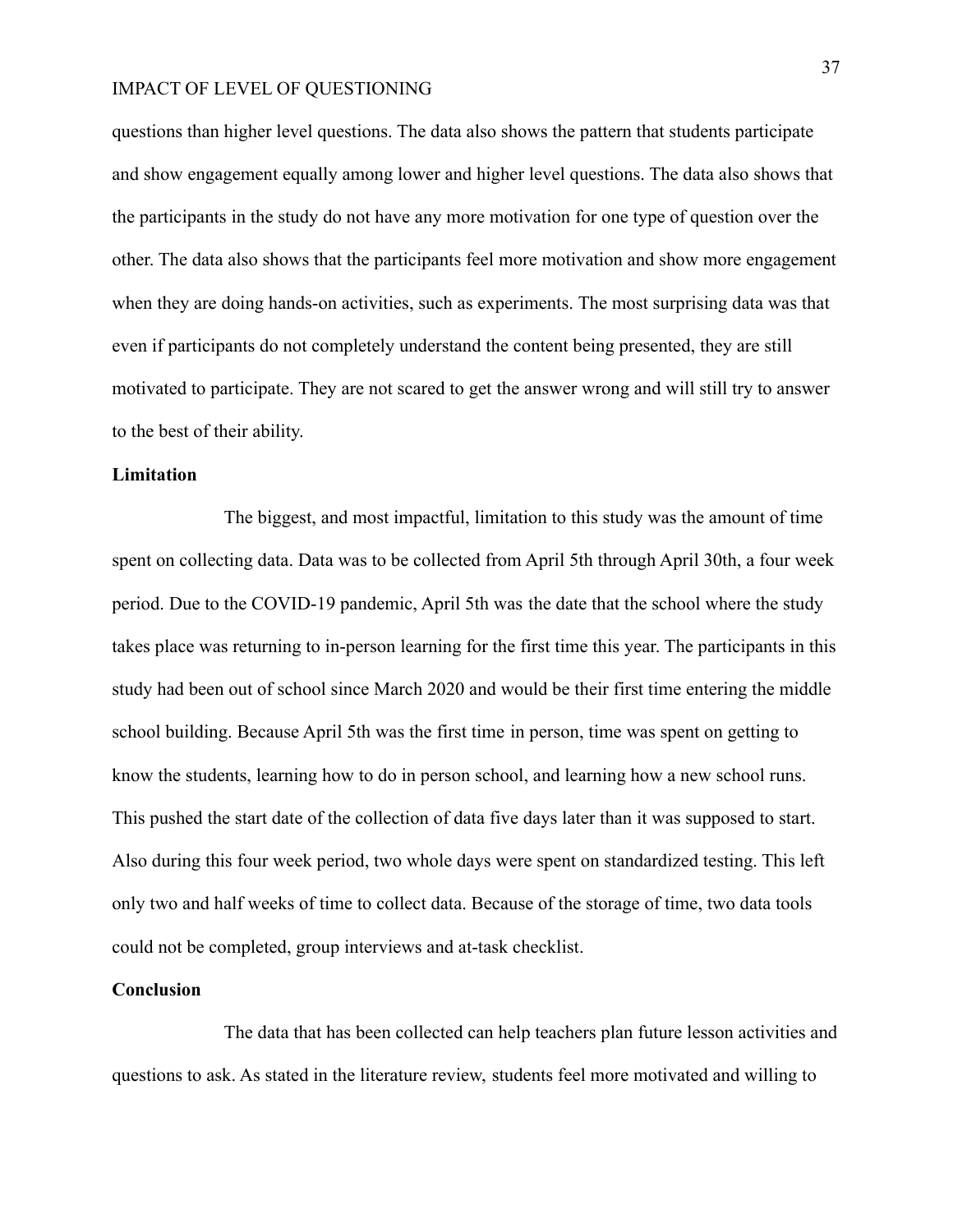questions than higher level questions. The data also shows the pattern that students participate and show engagement equally among lower and higher level questions. The data also shows that the participants in the study do not have any more motivation for one type of question over the other. The data also shows that the participants feel more motivation and show more engagement when they are doing hands-on activities, such as experiments. The most surprising data was that even if participants do not completely understand the content being presented, they are still motivated to participate. They are not scared to get the answer wrong and will still try to answer to the best of their ability.

**Limitation**

The biggest, and most impactful, limitation to this study was the amount of time spent on collecting data. Data was to be collected from April 5th through April 30th, a four week period. Due to the COVID-19 pandemic, April 5th was the date that the school where the study takes place was returning to in-person learning for the first time this year. The participants in this study had been out of school since March 2020 and would be their first time entering the middle school building. Because April 5th was the first time in person, time was spent on getting to know the students, learning how to do in person school, and learning how a new school runs. This pushed the start date of the collection of data five days later than it was supposed to start. Also during this four week period, two whole days were spent on standardized testing. This left only two and half weeks of time to collect data. Because of the storage of time, two data tools could not be completed, group interviews and at-task checklist.

**Conclusion**

The data that has been collected can help teachers plan future lesson activities and questions to ask. As stated in the literature review, students feel more motivated and willing to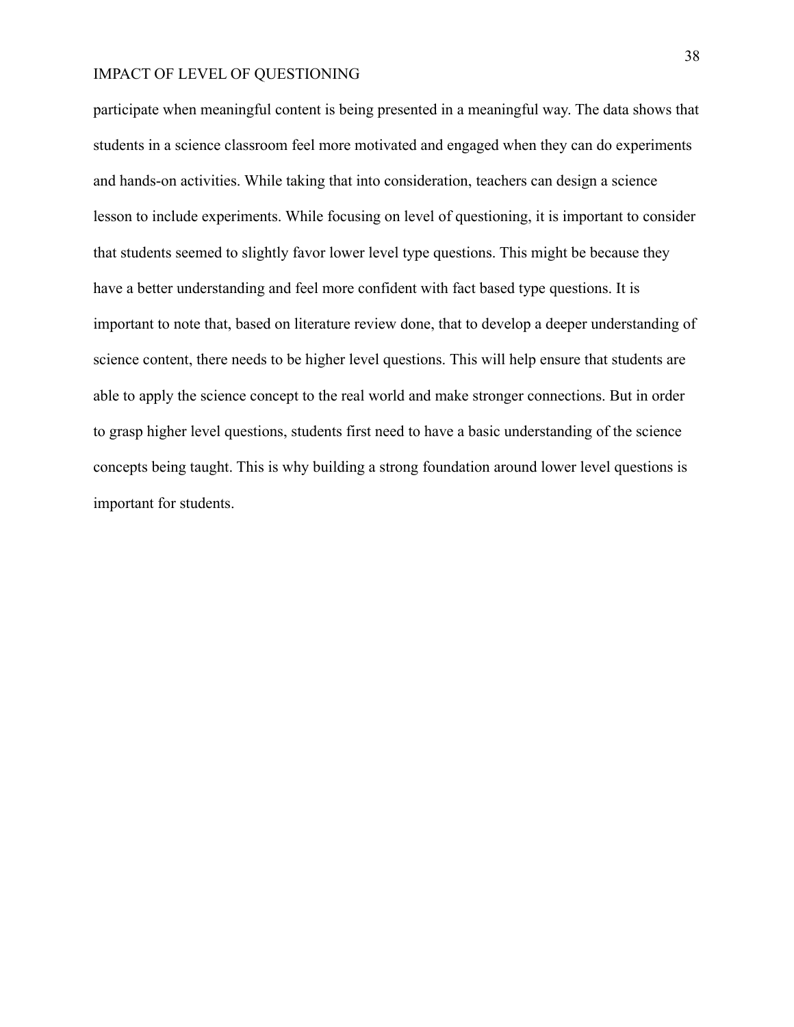participate when meaningful content is being presented in a meaningful way. The data shows that students in a science classroom feel more motivated and engaged when they can do experiments and hands-on activities. While taking that into consideration, teachers can design a science lesson to include experiments. While focusing on level of questioning, it is important to consider that students seemed to slightly favor lower level type questions. This might be because they have a better understanding and feel more confident with fact based type questions. It is important to note that, based on literature review done, that to develop a deeper understanding of science content, there needs to be higher level questions. This will help ensure that students are able to apply the science concept to the real world and make stronger connections. But in order to grasp higher level questions, students first need to have a basic understanding of the science concepts being taught. This is why building a strong foundation around lower level questions is important for students.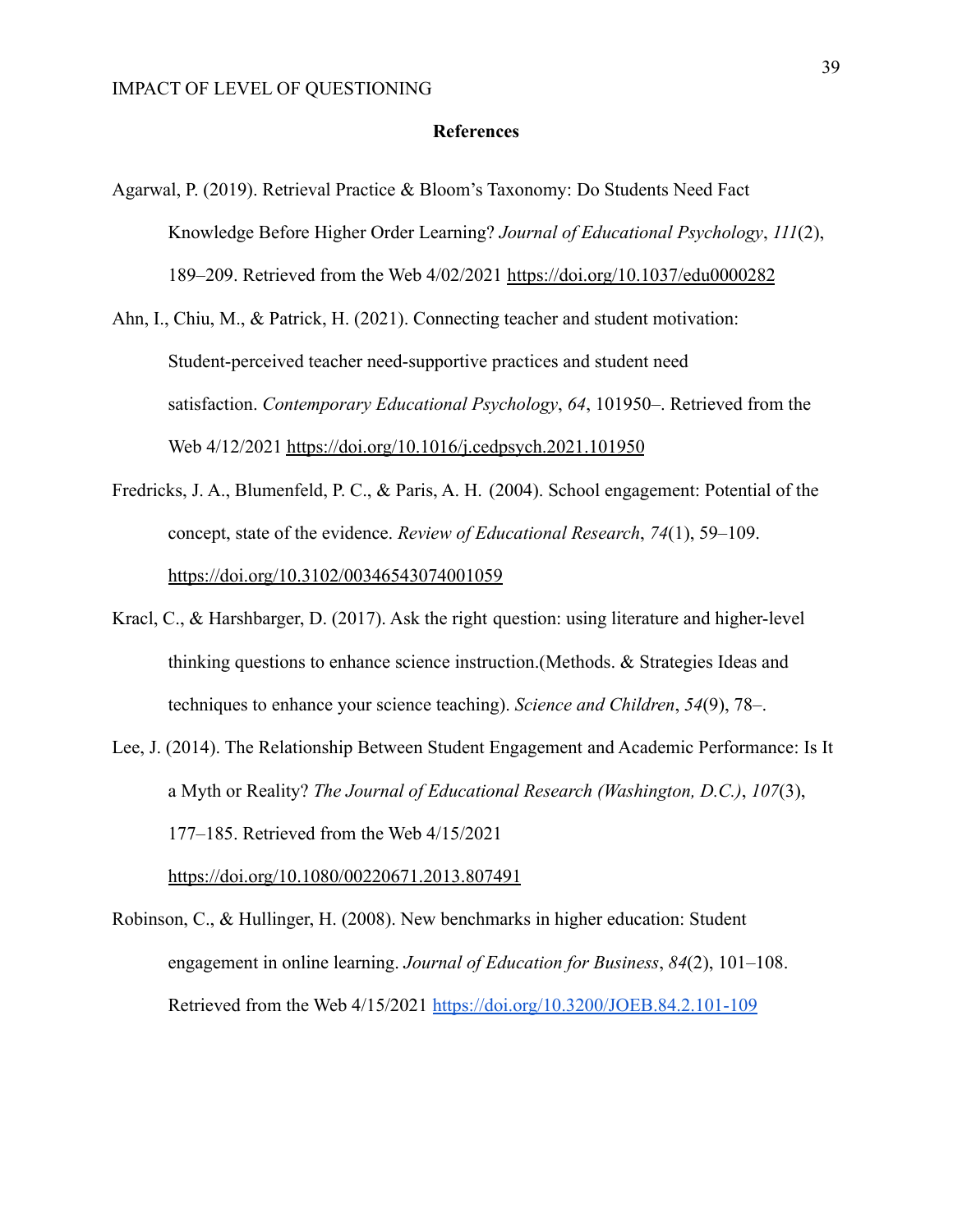# References

Agarwal, P. (2019). Retrieval Practice & Bloom's Taxonomy: Do Students Need Fact Knowledge Before Higher Order Learning? *Journal of Educational Psychology*, *111*(2), 189–209. Retrieved from the Web 4/02/2021 https://doi.org/10.1037/edu0000282

Ahn, I., Chiu, M., & Patrick, H. (2021). Connecting teacher and student motivation: Student-perceived teacher need-supportive practices and student need satisfaction. *Contemporary Educational Psychology*, *64*, 101950–. Retrieved from the Web 4/12/2021 https://doi.org/10.1016/j.cedpsych.2021.101950

Fredricks, J. A., Blumenfeld, P. C., & Paris, A. H. (2004). School engagement: Potential of the concept, state of the evidence. *Review of Educational Research*, *74*(1), 59–109. https://doi.org/10.3102/00346543074001059

Kracl, C., & Harshbarger, D. (2017). Ask the right question: using literature and higher-level thinking questions to enhance science instruction.(Methods. & Strategies Ideas and techniques to enhance your science teaching). *Science and Children*, *54*(9), 78–.

Lee, J. (2014). The Relationship Between Student Engagement and Academic Performance: Is It a Myth or Reality? *The Journal of Educational Research (Washington, D.C.)*, *107*(3), 177–185. Retrieved from the Web 4/15/2021 https://doi.org/10.1080/00220671.2013.807491

Robinson, C., & Hullinger, H. (2008). New benchmarks in higher education: Student engagement in online learning. *Journal of Education for Business*, *84*(2), 101–108. Retrieved from the Web 4/15/2021 https://doi.org/10.3200/JOEB.84.2.101-109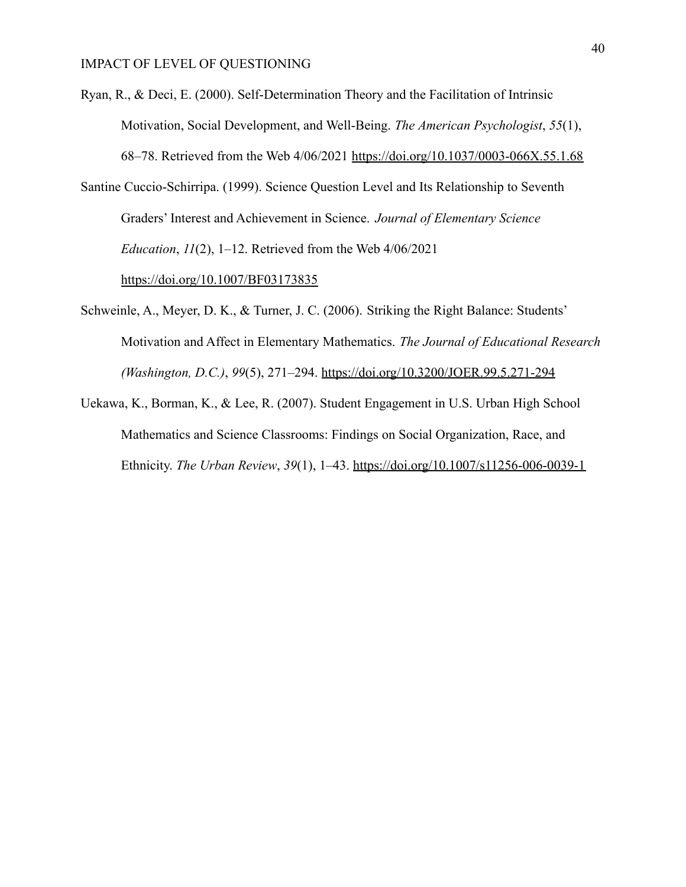Ryan, R., & Deci, E. (2000). Self-Determination Theory and the Facilitation of Intrinsic Motivation, Social Development, and Well-Being. *The American Psychologist*, *55*(1), 68–78. Retrieved from the Web 4/06/2021 https://doi.org/10.1037/0003-066X.55.1.68

Santine Cuccio-Schirripa. (1999). Science Question Level and Its Relationship to Seventh Graders' Interest and Achievement in Science. *Journal of Elementary Science Education*, *11*(2), 1–12. Retrieved from the Web 4/06/2021 https://doi.org/10.1007/BF03173835

Schweinle, A., Meyer, D. K., & Turner, J. C. (2006). Striking the Right Balance: Students' Motivation and Affect in Elementary Mathematics. *The Journal of Educational Research (Washington, D.C.)*, *99*(5), 271–294. https://doi.org/10.3200/JOER.99.5.271-294

Uekawa, K., Borman, K., & Lee, R. (2007). Student Engagement in U.S. Urban High School Mathematics and Science Classrooms: Findings on Social Organization, Race, and Ethnicity. *The Urban Review*, *39*(1), 1–43. https://doi.org/10.1007/s11256-006-0039-1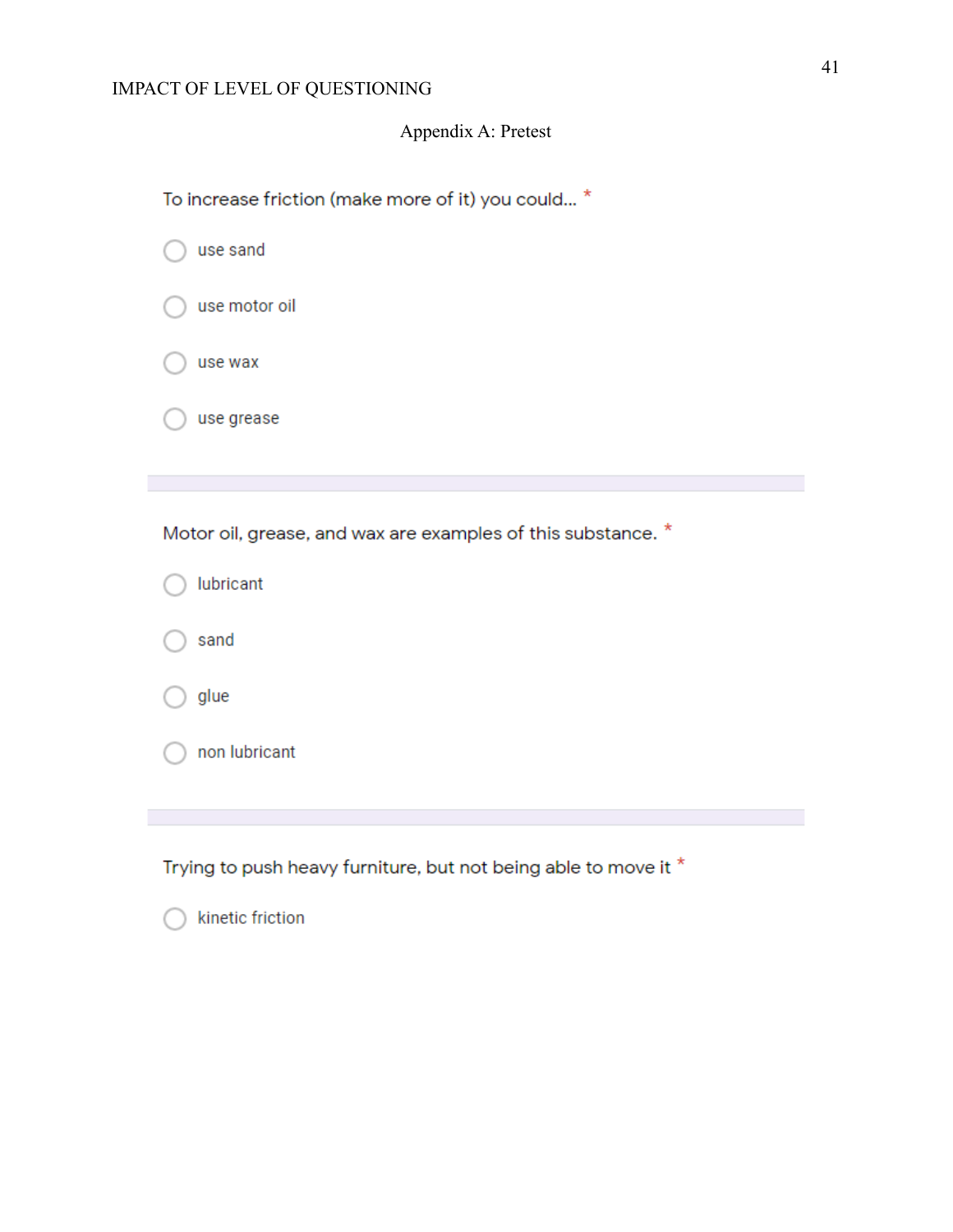Appendix A: Pretest

To increase friction (make more of it) you could... *

- use sand
- use motor oil
- use wax
- use grease

Motor oil, grease, and wax are examples of this substance. *

- lubricant
- sand
- glue
- non lubricant

Trying to push heavy furniture, but not being able to move it *

- kinetic friction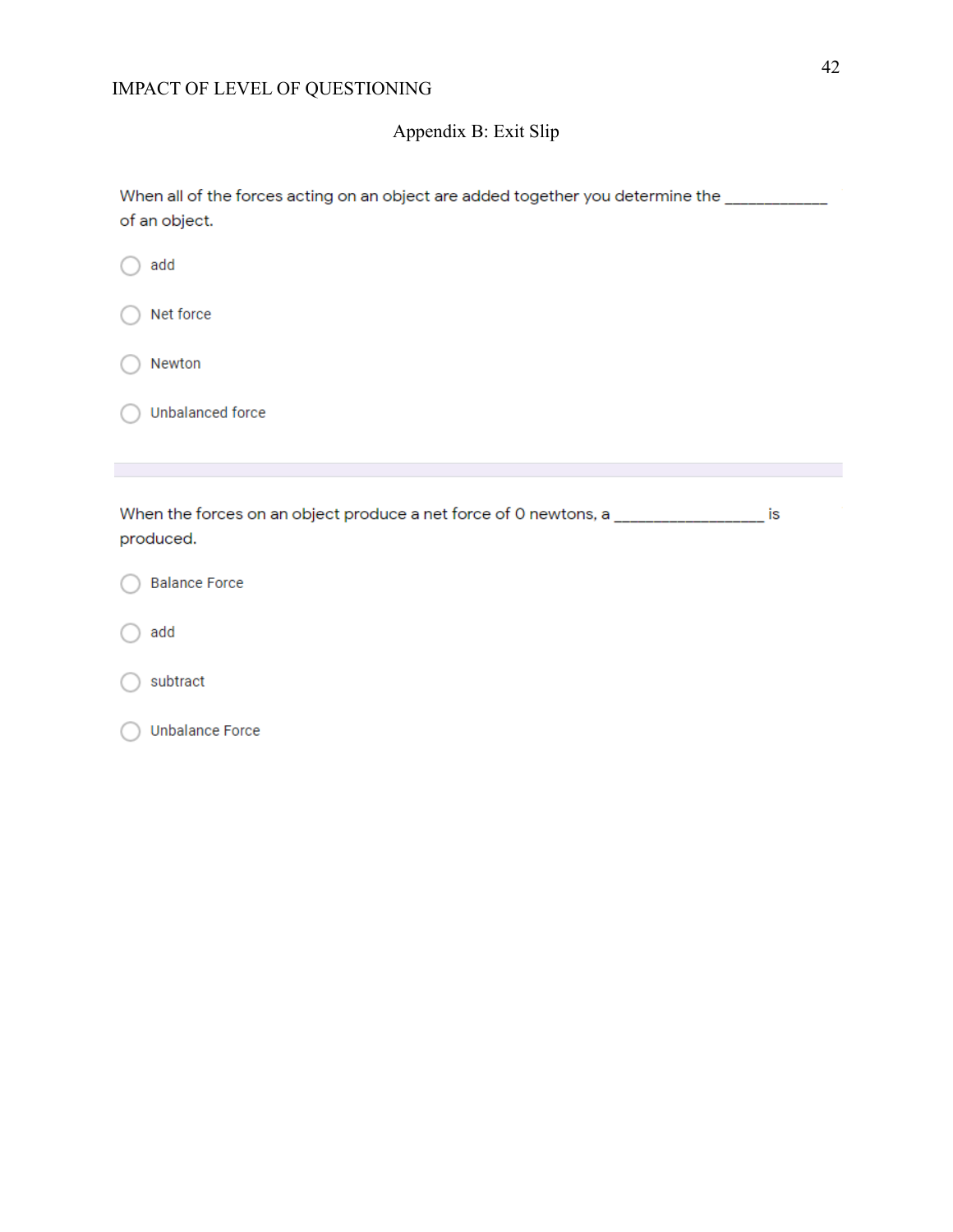## Appendix B: Exit Slip

When all of the forces acting on an object are added together you determine the ____________ of an object.

- ◯ add
- ◯ Net force
- ◯ Newton
- ◯ Unbalanced force

---

When the forces on an object produce a net force of 0 newtons, a __________________ is produced.

- ◯ Balance Force
- ◯ add
- ◯ subtract
- ◯ Unbalance Force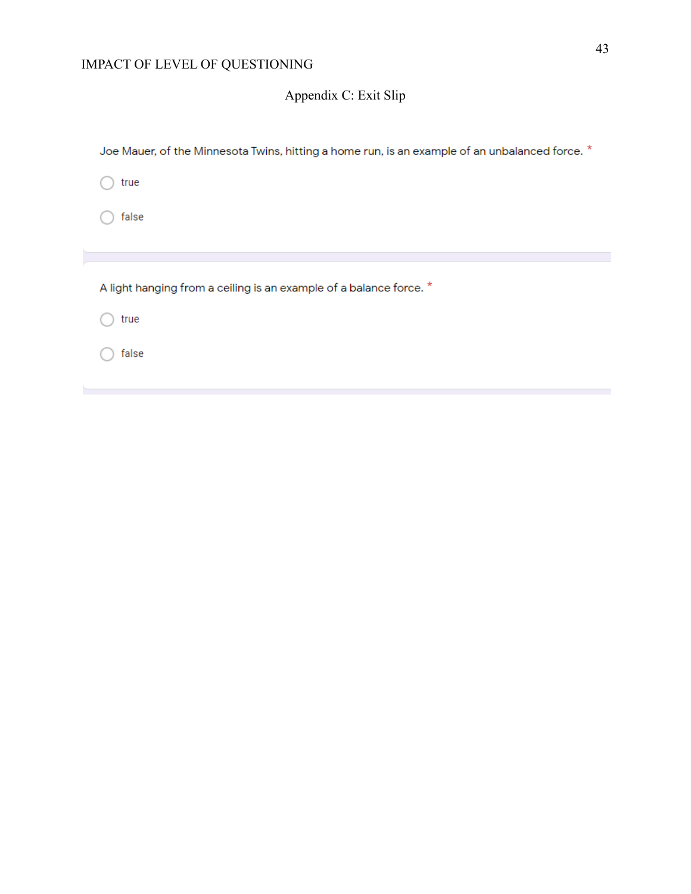## Appendix C: Exit Slip

Joe Mauer, of the Minnesota Twins, hitting a home run, is an example of an unbalanced force. *

- true
- false

A light hanging from a ceiling is an example of a balance force. *

- true
- false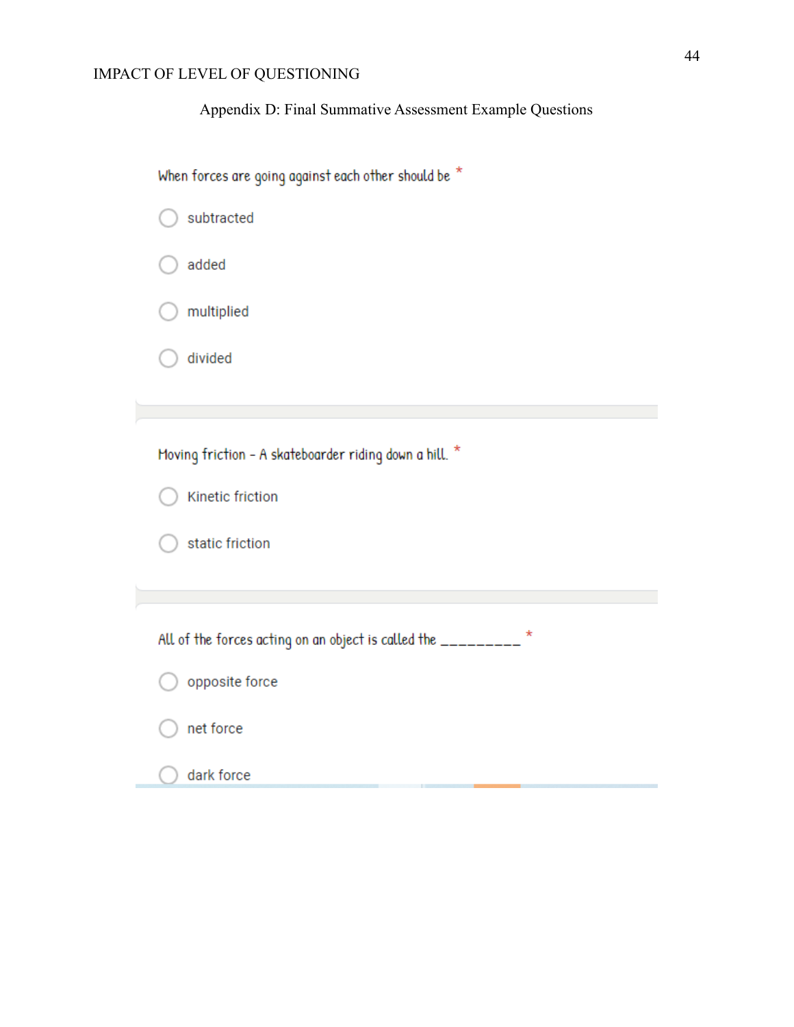## Appendix D: Final Summative Assessment Example Questions

When forces are going against each other should be *

- subtracted
- added
- multiplied
- divided

Moving friction - A skateboarder riding down a hill. *

- Kinetic friction
- static friction

All of the forces acting on an object is called the _________ *

- opposite force
- net force
- dark force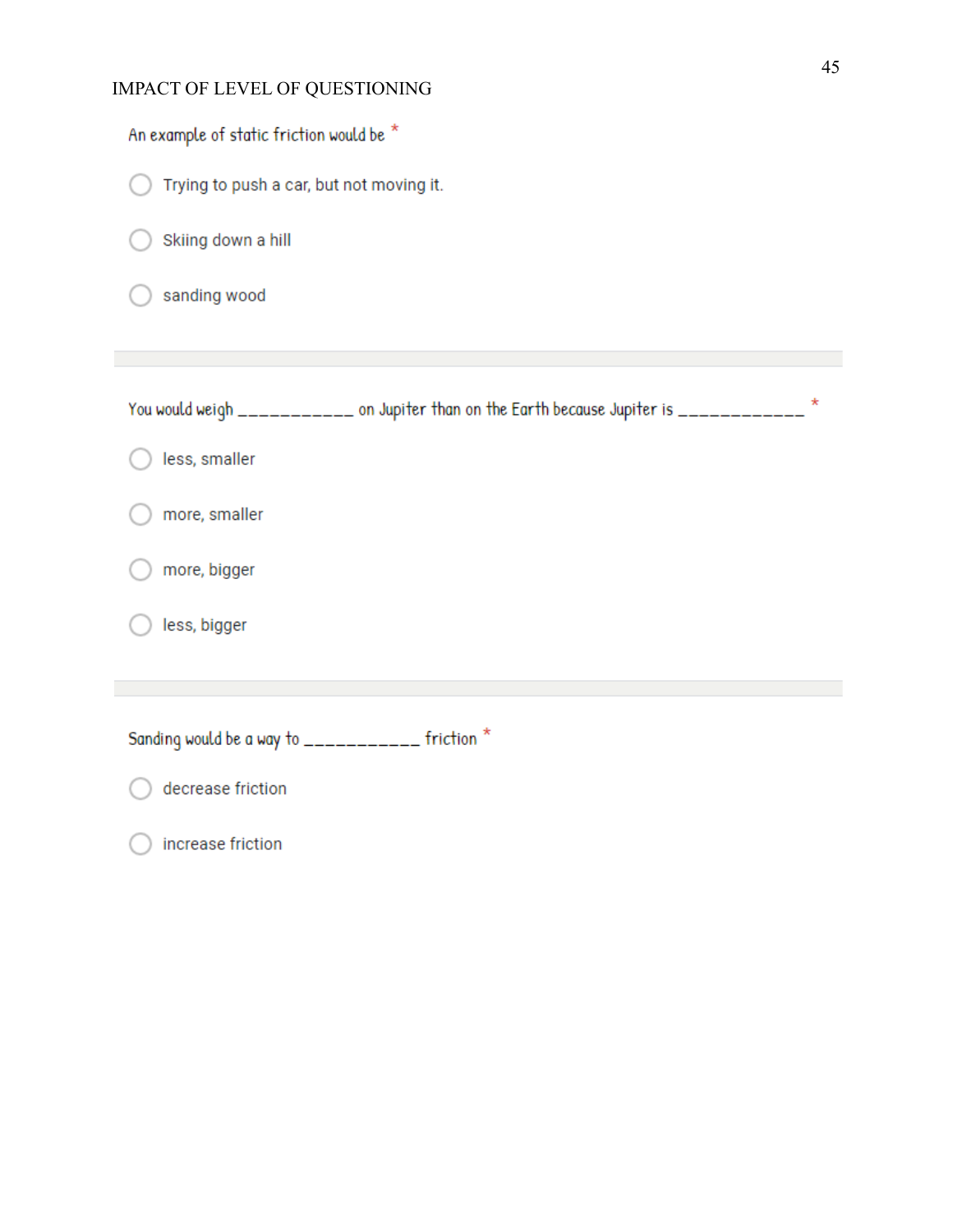An example of static friction would be *

- Trying to push a car, but not moving it.
- Skiing down a hill
- sanding wood

---

You would weigh ___________ on Jupiter than on the Earth because Jupiter is ____________ *

- less, smaller
- more, smaller
- more, bigger
- less, bigger

---

Sanding would be a way to ___________ friction *

- decrease friction
- increase friction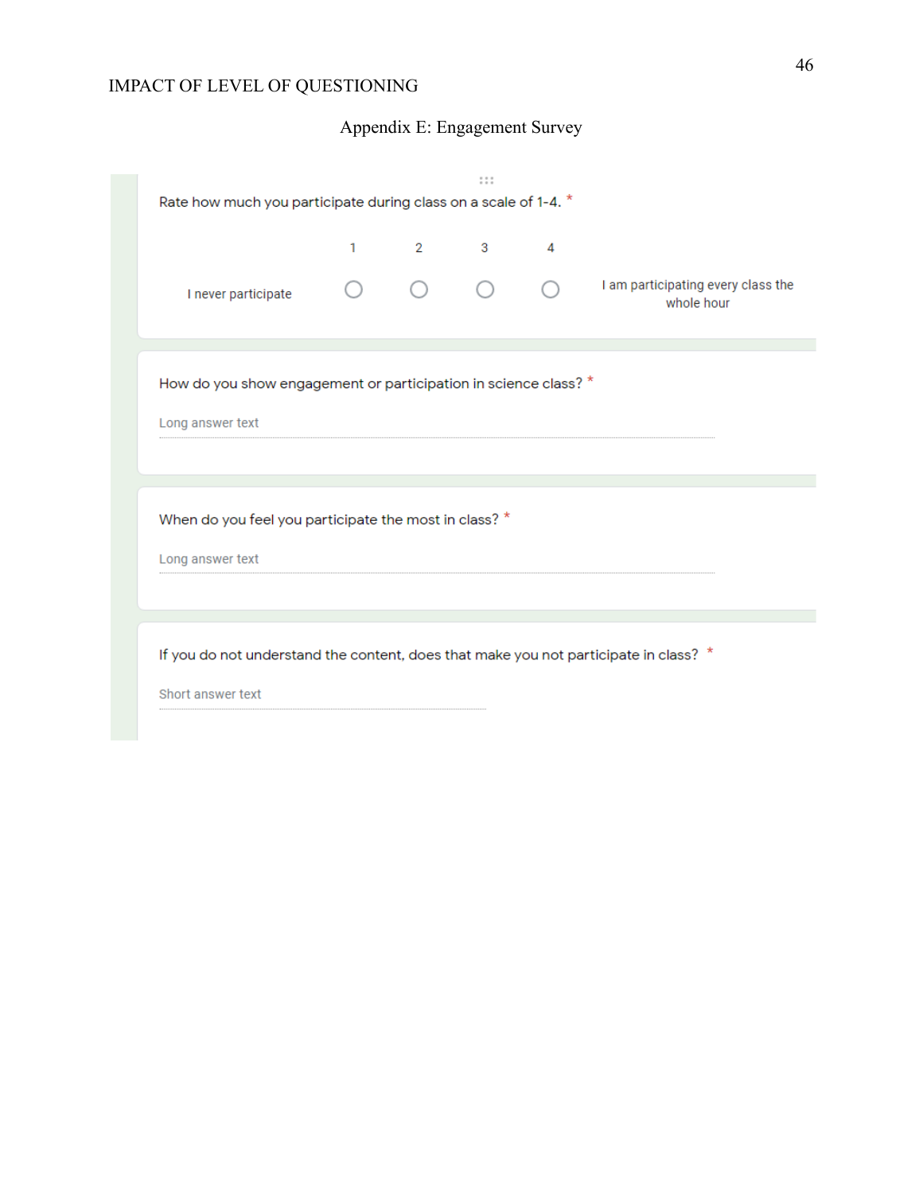## Appendix E: Engagement Survey

Rate how much you participate during class on a scale of 1-4. *

| | 1 | 2 | 3 | 4 | |
|---|---|---|---|---|---|
| I never participate | ○ | ○ | ○ | ○ | I am participating every class the whole hour |

How do you show engagement or participation in science class? *

Long answer text

When do you feel you participate the most in class? *

Long answer text

If you do not understand the content, does that make you not participate in class? *

Short answer text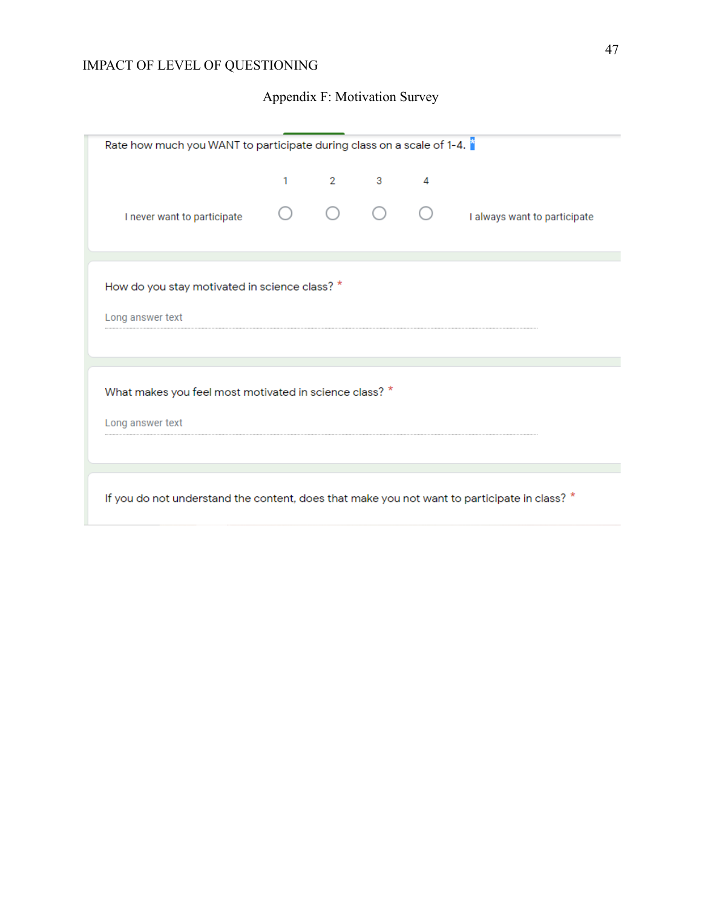## Appendix F: Motivation Survey

Rate how much you WANT to participate during class on a scale of 1-4. *

| | 1 | 2 | 3 | 4 | |
|---|---|---|---|---|---|
| I never want to participate | ○ | ○ | ○ | ○ | I always want to participate |

How do you stay motivated in science class? *

Long answer text

What makes you feel most motivated in science class? *

Long answer text

If you do not understand the content, does that make you not want to participate in class? *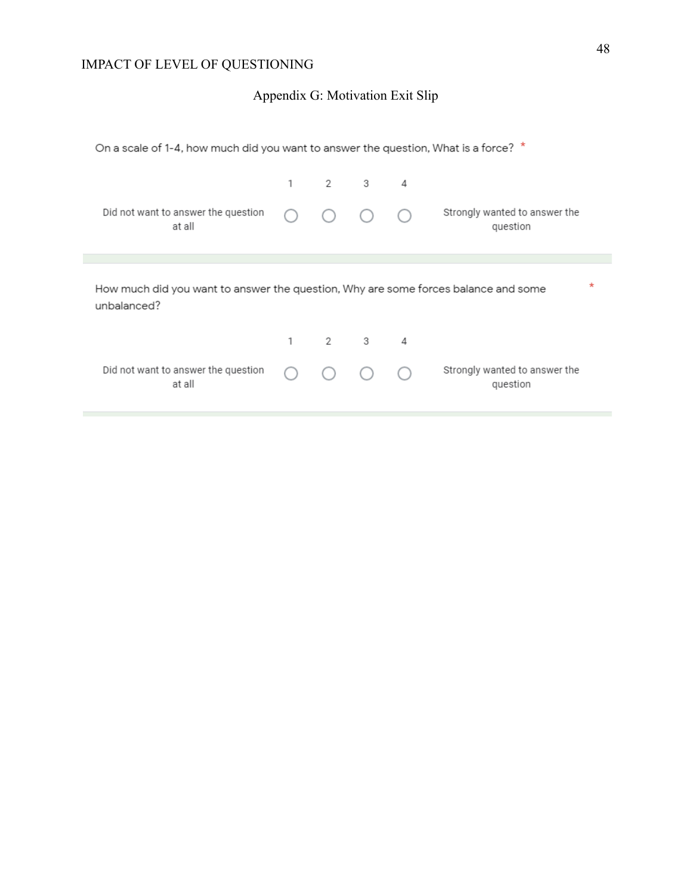## Appendix G: Motivation Exit Slip

On a scale of 1-4, how much did you want to answer the question, What is a force? *

| | 1 | 2 | 3 | 4 | |
|---|---|---|---|---|---|
| Did not want to answer the question at all | ○ | ○ | ○ | ○ | Strongly wanted to answer the question |

How much did you want to answer the question, Why are some forces balance and some unbalanced? *

| | 1 | 2 | 3 | 4 | |
|---|---|---|---|---|---|
| Did not want to answer the question at all | ○ | ○ | ○ | ○ | Strongly wanted to answer the question |